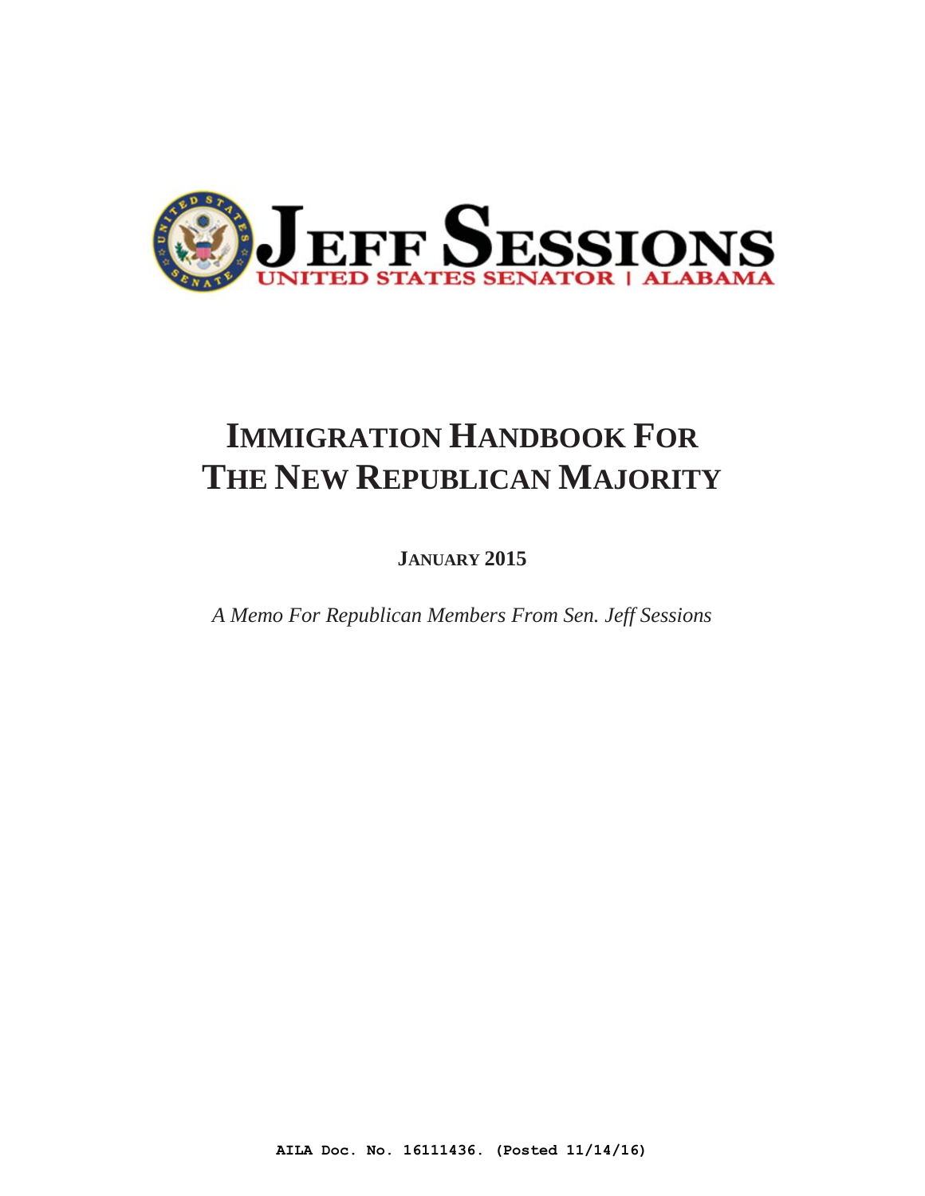**JEFF SESSIONS**
**UNITED STATES SENATOR | ALABAMA**

# IMMIGRATION HANDBOOK FOR THE NEW REPUBLICAN MAJORITY

**JANUARY 2015**

*A Memo For Republican Members From Sen. Jeff Sessions*

AILA Doc. No. 16111436. (Posted 11/14/16)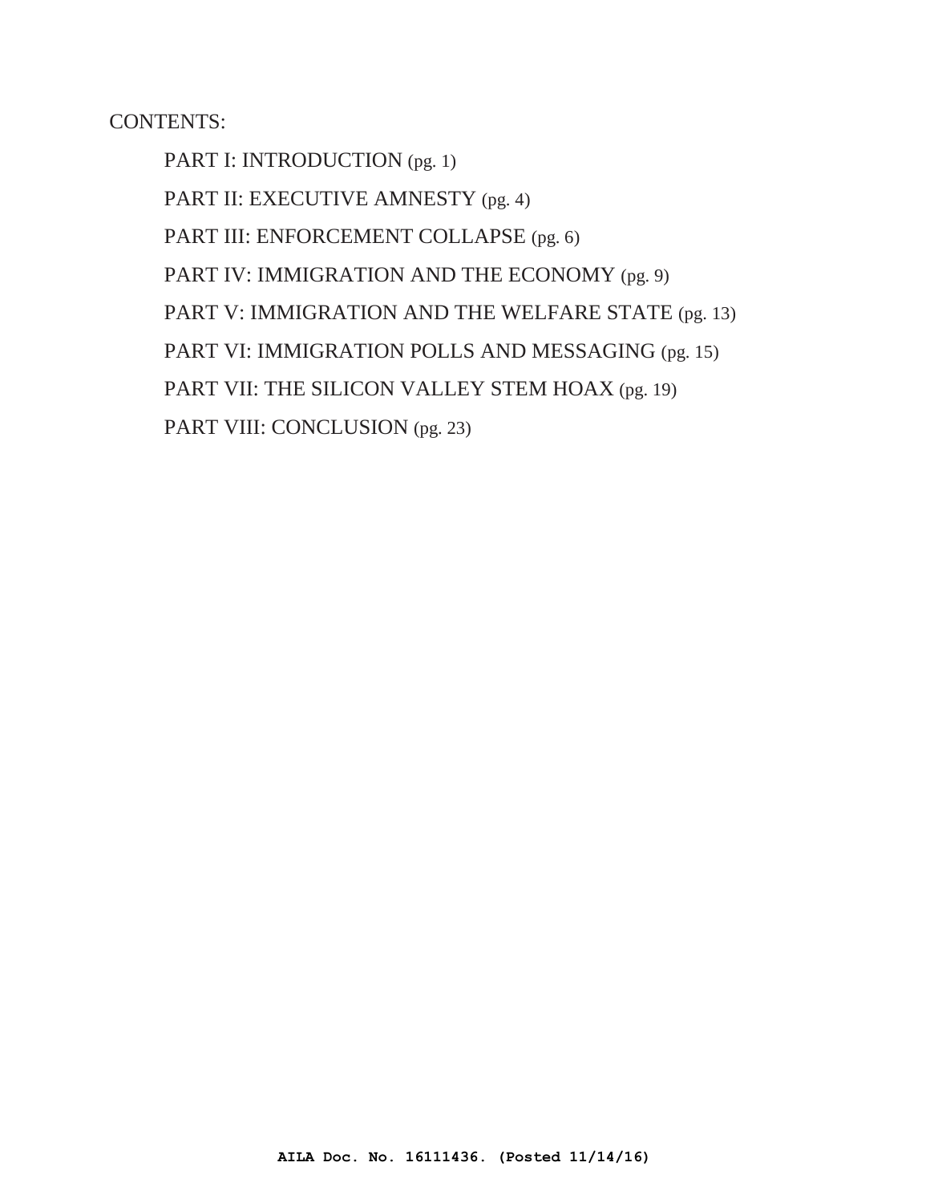CONTENTS:

- PART I: INTRODUCTION (pg. 1)
- PART II: EXECUTIVE AMNESTY (pg. 4)
- PART III: ENFORCEMENT COLLAPSE (pg. 6)
- PART IV: IMMIGRATION AND THE ECONOMY (pg. 9)
- PART V: IMMIGRATION AND THE WELFARE STATE (pg. 13)
- PART VI: IMMIGRATION POLLS AND MESSAGING (pg. 15)
- PART VII: THE SILICON VALLEY STEM HOAX (pg. 19)
- PART VIII: CONCLUSION (pg. 23)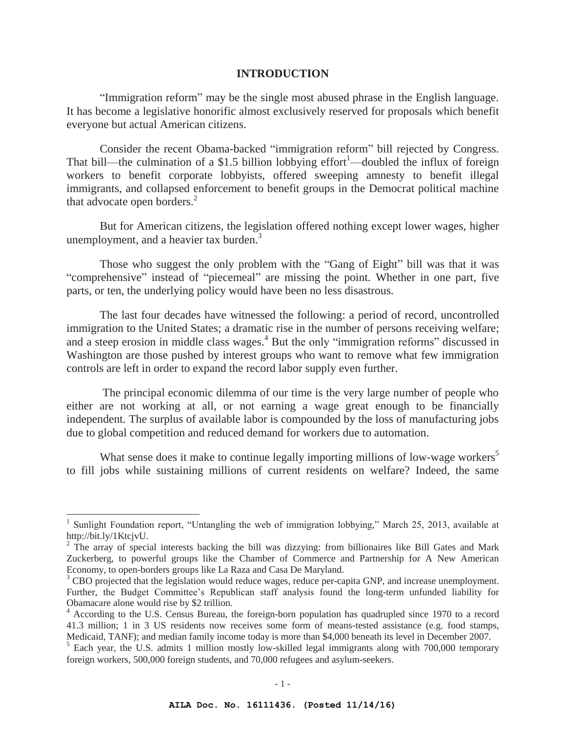## INTRODUCTION

"Immigration reform" may be the single most abused phrase in the English language. It has become a legislative honorific almost exclusively reserved for proposals which benefit everyone but actual American citizens.

Consider the recent Obama-backed "immigration reform" bill rejected by Congress. That bill—the culmination of a $1.5 billion lobbying effort[1]—doubled the influx of foreign workers to benefit corporate lobbyists, offered sweeping amnesty to benefit illegal immigrants, and collapsed enforcement to benefit groups in the Democrat political machine that advocate open borders.[2]

But for American citizens, the legislation offered nothing except lower wages, higher unemployment, and a heavier tax burden.[3]

Those who suggest the only problem with the "Gang of Eight" bill was that it was "comprehensive" instead of "piecemeal" are missing the point. Whether in one part, five parts, or ten, the underlying policy would have been no less disastrous.

The last four decades have witnessed the following: a period of record, uncontrolled immigration to the United States; a dramatic rise in the number of persons receiving welfare; and a steep erosion in middle class wages.[4] But the only "immigration reforms" discussed in Washington are those pushed by interest groups who want to remove what few immigration controls are left in order to expand the record labor supply even further.

The principal economic dilemma of our time is the very large number of people who either are not working at all, or not earning a wage great enough to be financially independent. The surplus of available labor is compounded by the loss of manufacturing jobs due to global competition and reduced demand for workers due to automation.

What sense does it make to continue legally importing millions of low-wage workers[5] to fill jobs while sustaining millions of current residents on welfare? Indeed, the same

---

[1] Sunlight Foundation report, "Untangling the web of immigration lobbying," March 25, 2013, available at http://bit.ly/1KtcjvU.

[2] The array of special interests backing the bill was dizzying: from billionaires like Bill Gates and Mark Zuckerberg, to powerful groups like the Chamber of Commerce and Partnership for A New American Economy, to open-borders groups like La Raza and Casa De Maryland.

[3] CBO projected that the legislation would reduce wages, reduce per-capita GNP, and increase unemployment. Further, the Budget Committee's Republican staff analysis found the long-term unfunded liability for Obamacare alone would rise by $2 trillion.

[4] According to the U.S. Census Bureau, the foreign-born population has quadrupled since 1970 to a record 41.3 million; 1 in 3 US residents now receives some form of means-tested assistance (e.g. food stamps, Medicaid, TANF); and median family income today is more than $4,000 beneath its level in December 2007.

[5] Each year, the U.S. admits 1 million mostly low-skilled legal immigrants along with 700,000 temporary foreign workers, 500,000 foreign students, and 70,000 refugees and asylum-seekers.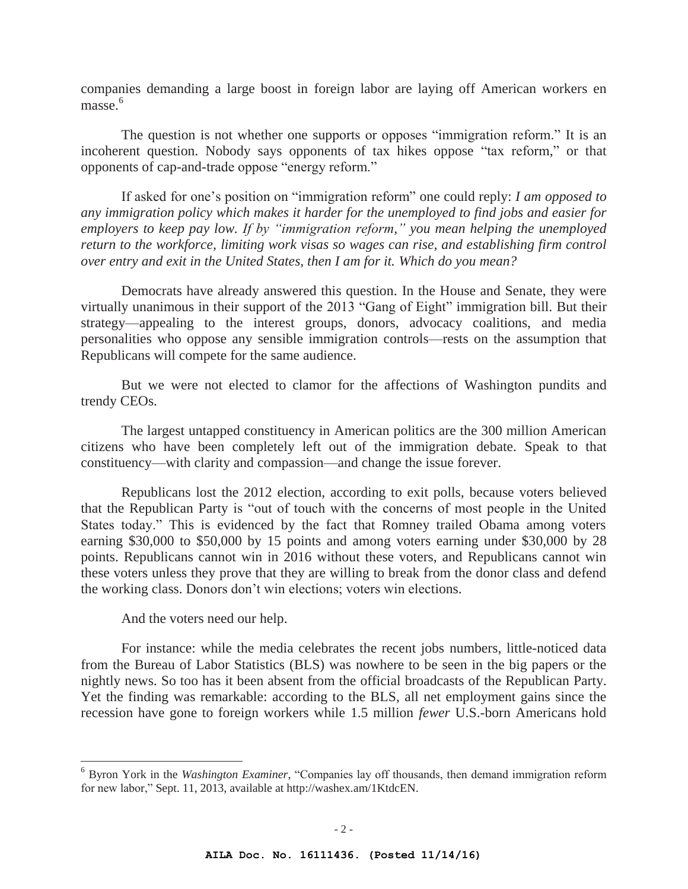companies demanding a large boost in foreign labor are laying off American workers en masse.[6]

The question is not whether one supports or opposes "immigration reform." It is an incoherent question. Nobody says opponents of tax hikes oppose "tax reform," or that opponents of cap-and-trade oppose "energy reform."

If asked for one's position on "immigration reform" one could reply: *I am opposed to any immigration policy which makes it harder for the unemployed to find jobs and easier for employers to keep pay low. If by "immigration reform," you mean helping the unemployed return to the workforce, limiting work visas so wages can rise, and establishing firm control over entry and exit in the United States, then I am for it. Which do you mean?*

Democrats have already answered this question. In the House and Senate, they were virtually unanimous in their support of the 2013 "Gang of Eight" immigration bill. But their strategy—appealing to the interest groups, donors, advocacy coalitions, and media personalities who oppose any sensible immigration controls—rests on the assumption that Republicans will compete for the same audience.

But we were not elected to clamor for the affections of Washington pundits and trendy CEOs.

The largest untapped constituency in American politics are the 300 million American citizens who have been completely left out of the immigration debate. Speak to that constituency—with clarity and compassion—and change the issue forever.

Republicans lost the 2012 election, according to exit polls, because voters believed that the Republican Party is "out of touch with the concerns of most people in the United States today." This is evidenced by the fact that Romney trailed Obama among voters earning $30,000 to $50,000 by 15 points and among voters earning under $30,000 by 28 points. Republicans cannot win in 2016 without these voters, and Republicans cannot win these voters unless they prove that they are willing to break from the donor class and defend the working class. Donors don't win elections; voters win elections.

And the voters need our help.

For instance: while the media celebrates the recent jobs numbers, little-noticed data from the Bureau of Labor Statistics (BLS) was nowhere to be seen in the big papers or the nightly news. So too has it been absent from the official broadcasts of the Republican Party. Yet the finding was remarkable: according to the BLS, all net employment gains since the recession have gone to foreign workers while 1.5 million *fewer* U.S.-born Americans hold

[6] Byron York in the *Washington Examiner*, "Companies lay off thousands, then demand immigration reform for new labor," Sept. 11, 2013, available at http://washex.am/1KtdcEN.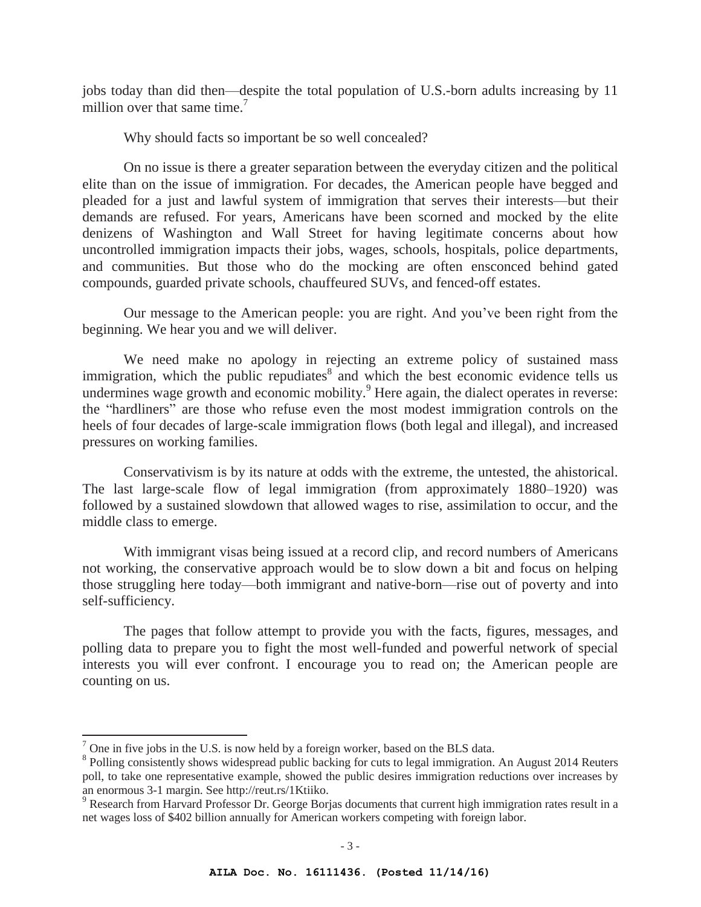jobs today than did then—despite the total population of U.S.-born adults increasing by 11 million over that same time.[7]

Why should facts so important be so well concealed?

On no issue is there a greater separation between the everyday citizen and the political elite than on the issue of immigration. For decades, the American people have begged and pleaded for a just and lawful system of immigration that serves their interests—but their demands are refused. For years, Americans have been scorned and mocked by the elite denizens of Washington and Wall Street for having legitimate concerns about how uncontrolled immigration impacts their jobs, wages, schools, hospitals, police departments, and communities. But those who do the mocking are often ensconced behind gated compounds, guarded private schools, chauffeured SUVs, and fenced-off estates.

Our message to the American people: you are right. And you've been right from the beginning. We hear you and we will deliver.

We need make no apology in rejecting an extreme policy of sustained mass immigration, which the public repudiates[8] and which the best economic evidence tells us undermines wage growth and economic mobility.[9] Here again, the dialect operates in reverse: the "hardliners" are those who refuse even the most modest immigration controls on the heels of four decades of large-scale immigration flows (both legal and illegal), and increased pressures on working families.

Conservativism is by its nature at odds with the extreme, the untested, the ahistorical. The last large-scale flow of legal immigration (from approximately 1880–1920) was followed by a sustained slowdown that allowed wages to rise, assimilation to occur, and the middle class to emerge.

With immigrant visas being issued at a record clip, and record numbers of Americans not working, the conservative approach would be to slow down a bit and focus on helping those struggling here today—both immigrant and native-born—rise out of poverty and into self-sufficiency.

The pages that follow attempt to provide you with the facts, figures, messages, and polling data to prepare you to fight the most well-funded and powerful network of special interests you will ever confront. I encourage you to read on; the American people are counting on us.

---

[7] One in five jobs in the U.S. is now held by a foreign worker, based on the BLS data.

[8] Polling consistently shows widespread public backing for cuts to legal immigration. An August 2014 Reuters poll, to take one representative example, showed the public desires immigration reductions over increases by an enormous 3-1 margin. See http://reut.rs/1Ktiiko.

[9] Research from Harvard Professor Dr. George Borjas documents that current high immigration rates result in a net wages loss of $402 billion annually for American workers competing with foreign labor.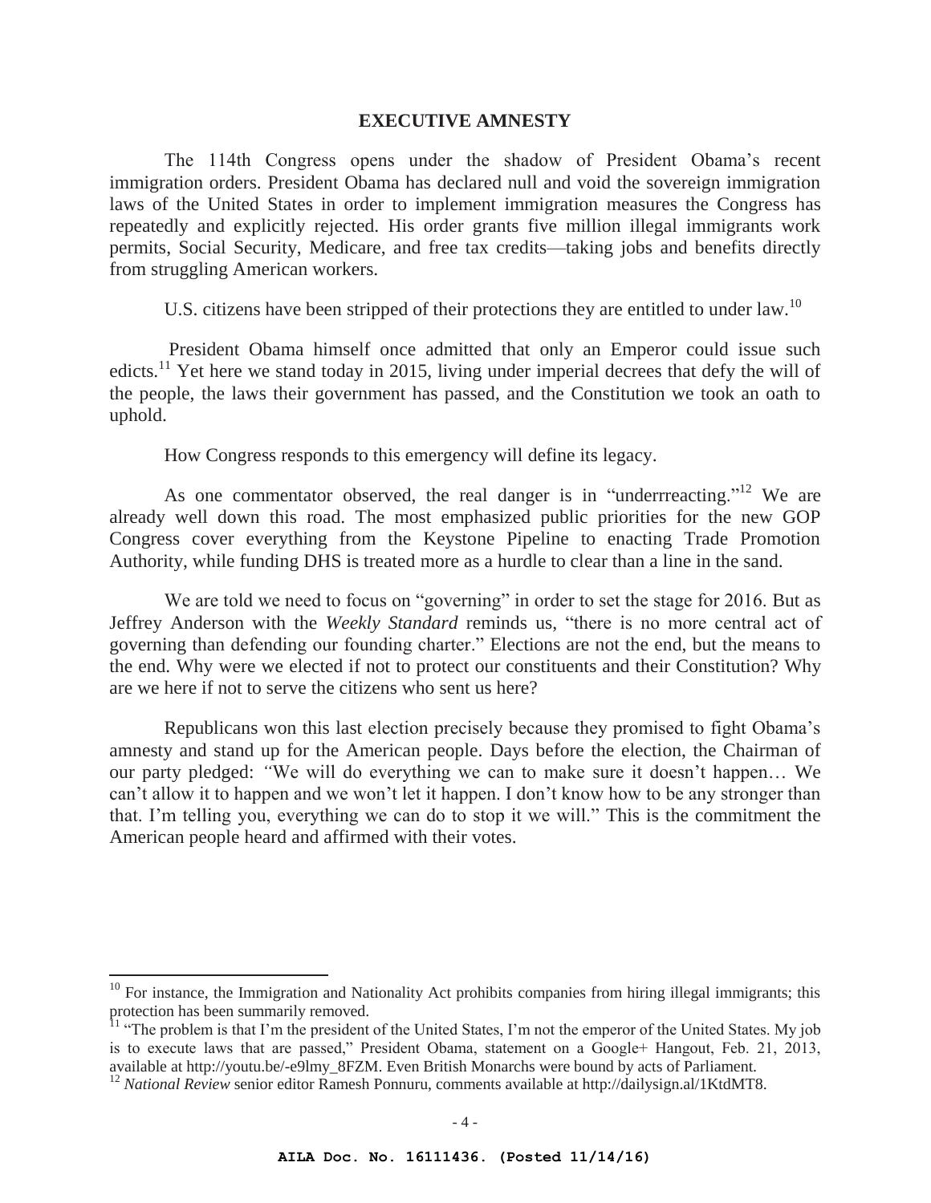## EXECUTIVE AMNESTY

The 114th Congress opens under the shadow of President Obama's recent immigration orders. President Obama has declared null and void the sovereign immigration laws of the United States in order to implement immigration measures the Congress has repeatedly and explicitly rejected. His order grants five million illegal immigrants work permits, Social Security, Medicare, and free tax credits—taking jobs and benefits directly from struggling American workers.

U.S. citizens have been stripped of their protections they are entitled to under law.[10]

President Obama himself once admitted that only an Emperor could issue such edicts.[11] Yet here we stand today in 2015, living under imperial decrees that defy the will of the people, the laws their government has passed, and the Constitution we took an oath to uphold.

How Congress responds to this emergency will define its legacy.

As one commentator observed, the real danger is in "underrreacting."[12] We are already well down this road. The most emphasized public priorities for the new GOP Congress cover everything from the Keystone Pipeline to enacting Trade Promotion Authority, while funding DHS is treated more as a hurdle to clear than a line in the sand.

We are told we need to focus on "governing" in order to set the stage for 2016. But as Jeffrey Anderson with the *Weekly Standard* reminds us, "there is no more central act of governing than defending our founding charter." Elections are not the end, but the means to the end. Why were we elected if not to protect our constituents and their Constitution? Why are we here if not to serve the citizens who sent us here?

Republicans won this last election precisely because they promised to fight Obama's amnesty and stand up for the American people. Days before the election, the Chairman of our party pledged: "We will do everything we can to make sure it doesn't happen… We can't allow it to happen and we won't let it happen. I don't know how to be any stronger than that. I'm telling you, everything we can do to stop it we will." This is the commitment the American people heard and affirmed with their votes.

---

[10] For instance, the Immigration and Nationality Act prohibits companies from hiring illegal immigrants; this protection has been summarily removed.

[11] "The problem is that I'm the president of the United States, I'm not the emperor of the United States. My job is to execute laws that are passed," President Obama, statement on a Google+ Hangout, Feb. 21, 2013, available at http://youtu.be/-e9lmy_8FZM. Even British Monarchs were bound by acts of Parliament.

[12] *National Review* senior editor Ramesh Ponnuru, comments available at http://dailysign.al/1KtdMT8.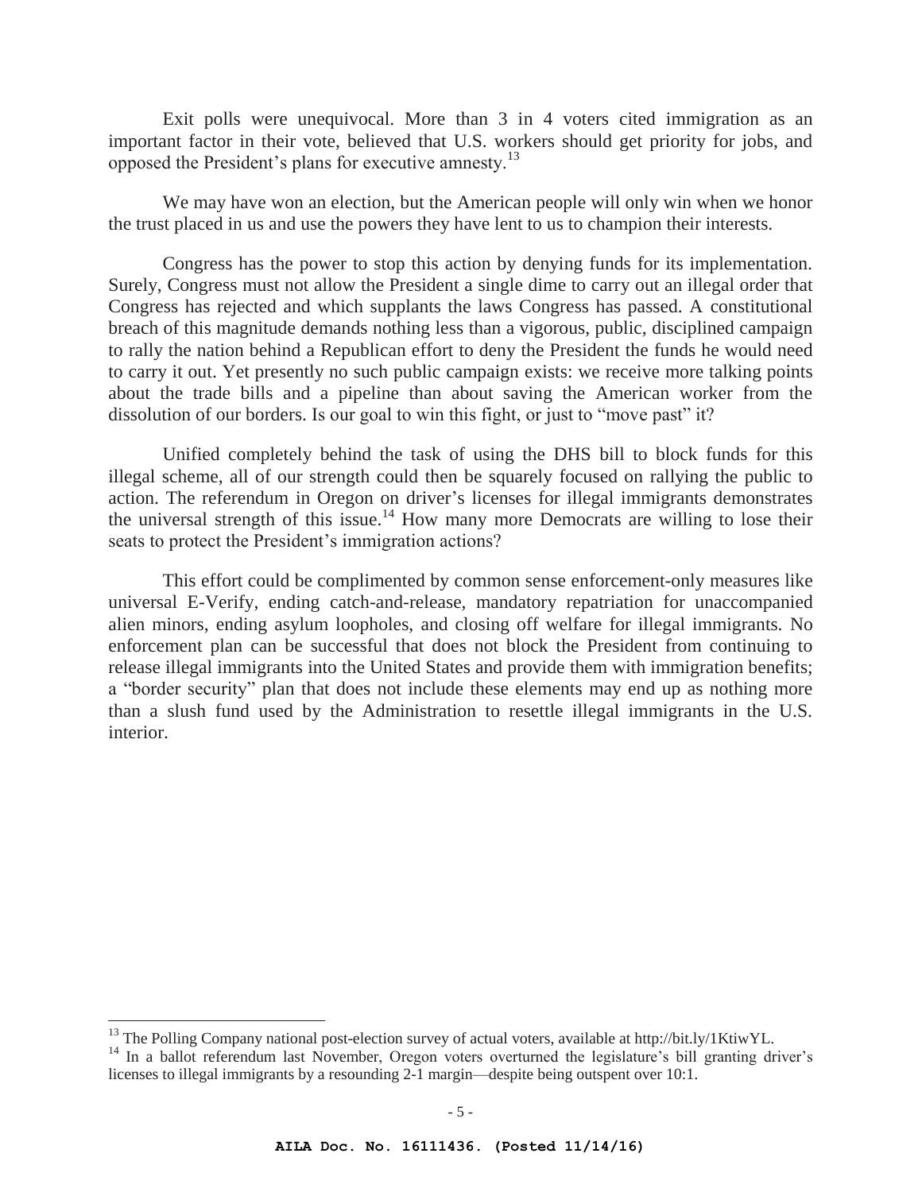Exit polls were unequivocal. More than 3 in 4 voters cited immigration as an important factor in their vote, believed that U.S. workers should get priority for jobs, and opposed the President's plans for executive amnesty.[13]

We may have won an election, but the American people will only win when we honor the trust placed in us and use the powers they have lent to us to champion their interests.

Congress has the power to stop this action by denying funds for its implementation. Surely, Congress must not allow the President a single dime to carry out an illegal order that Congress has rejected and which supplants the laws Congress has passed. A constitutional breach of this magnitude demands nothing less than a vigorous, public, disciplined campaign to rally the nation behind a Republican effort to deny the President the funds he would need to carry it out. Yet presently no such public campaign exists: we receive more talking points about the trade bills and a pipeline than about saving the American worker from the dissolution of our borders. Is our goal to win this fight, or just to "move past" it?

Unified completely behind the task of using the DHS bill to block funds for this illegal scheme, all of our strength could then be squarely focused on rallying the public to action. The referendum in Oregon on driver's licenses for illegal immigrants demonstrates the universal strength of this issue.[14] How many more Democrats are willing to lose their seats to protect the President's immigration actions?

This effort could be complimented by common sense enforcement-only measures like universal E-Verify, ending catch-and-release, mandatory repatriation for unaccompanied alien minors, ending asylum loopholes, and closing off welfare for illegal immigrants. No enforcement plan can be successful that does not block the President from continuing to release illegal immigrants into the United States and provide them with immigration benefits; a "border security" plan that does not include these elements may end up as nothing more than a slush fund used by the Administration to resettle illegal immigrants in the U.S. interior.

---

[13] The Polling Company national post-election survey of actual voters, available at http://bit.ly/1KtiwYL.

[14] In a ballot referendum last November, Oregon voters overturned the legislature's bill granting driver's licenses to illegal immigrants by a resounding 2-1 margin—despite being outspent over 10:1.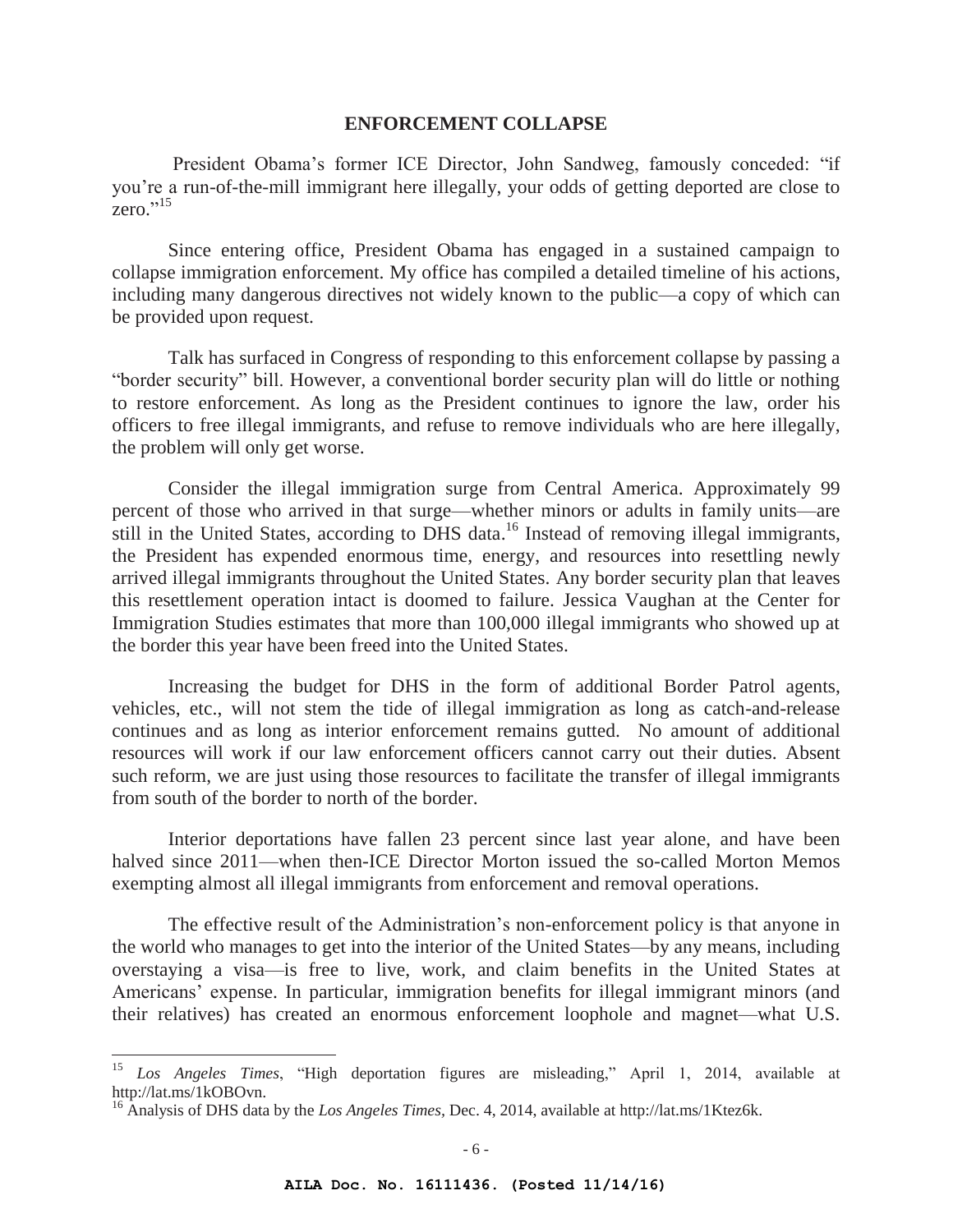## ENFORCEMENT COLLAPSE

President Obama's former ICE Director, John Sandweg, famously conceded: "if you're a run-of-the-mill immigrant here illegally, your odds of getting deported are close to zero."[15]

Since entering office, President Obama has engaged in a sustained campaign to collapse immigration enforcement. My office has compiled a detailed timeline of his actions, including many dangerous directives not widely known to the public—a copy of which can be provided upon request.

Talk has surfaced in Congress of responding to this enforcement collapse by passing a "border security" bill. However, a conventional border security plan will do little or nothing to restore enforcement. As long as the President continues to ignore the law, order his officers to free illegal immigrants, and refuse to remove individuals who are here illegally, the problem will only get worse.

Consider the illegal immigration surge from Central America. Approximately 99 percent of those who arrived in that surge—whether minors or adults in family units—are still in the United States, according to DHS data.[16] Instead of removing illegal immigrants, the President has expended enormous time, energy, and resources into resettling newly arrived illegal immigrants throughout the United States. Any border security plan that leaves this resettlement operation intact is doomed to failure. Jessica Vaughan at the Center for Immigration Studies estimates that more than 100,000 illegal immigrants who showed up at the border this year have been freed into the United States.

Increasing the budget for DHS in the form of additional Border Patrol agents, vehicles, etc., will not stem the tide of illegal immigration as long as catch-and-release continues and as long as interior enforcement remains gutted. No amount of additional resources will work if our law enforcement officers cannot carry out their duties. Absent such reform, we are just using those resources to facilitate the transfer of illegal immigrants from south of the border to north of the border.

Interior deportations have fallen 23 percent since last year alone, and have been halved since 2011—when then-ICE Director Morton issued the so-called Morton Memos exempting almost all illegal immigrants from enforcement and removal operations.

The effective result of the Administration's non-enforcement policy is that anyone in the world who manages to get into the interior of the United States—by any means, including overstaying a visa—is free to live, work, and claim benefits in the United States at Americans' expense. In particular, immigration benefits for illegal immigrant minors (and their relatives) has created an enormous enforcement loophole and magnet—what U.S.

---

[15] *Los Angeles Times*, "High deportation figures are misleading," April 1, 2014, available at http://lat.ms/1kOBOvn.

[16] Analysis of DHS data by the *Los Angeles Times*, Dec. 4, 2014, available at http://lat.ms/1Ktez6k.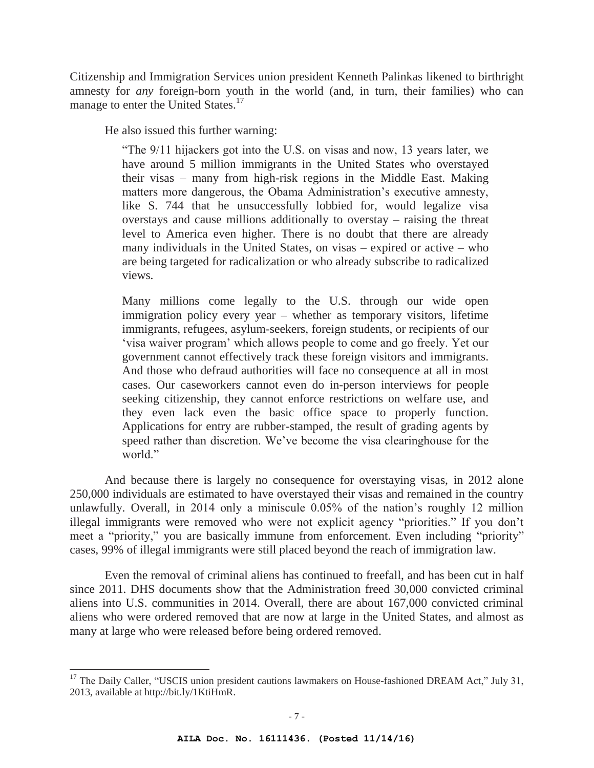Citizenship and Immigration Services union president Kenneth Palinkas likened to birthright amnesty for *any* foreign-born youth in the world (and, in turn, their families) who can manage to enter the United States.[17]

He also issued this further warning:

> "The 9/11 hijackers got into the U.S. on visas and now, 13 years later, we have around 5 million immigrants in the United States who overstayed their visas – many from high-risk regions in the Middle East. Making matters more dangerous, the Obama Administration's executive amnesty, like S. 744 that he unsuccessfully lobbied for, would legalize visa overstays and cause millions additionally to overstay – raising the threat level to America even higher. There is no doubt that there are already many individuals in the United States, on visas – expired or active – who are being targeted for radicalization or who already subscribe to radicalized views.
>
> Many millions come legally to the U.S. through our wide open immigration policy every year – whether as temporary visitors, lifetime immigrants, refugees, asylum-seekers, foreign students, or recipients of our 'visa waiver program' which allows people to come and go freely. Yet our government cannot effectively track these foreign visitors and immigrants. And those who defraud authorities will face no consequence at all in most cases. Our caseworkers cannot even do in-person interviews for people seeking citizenship, they cannot enforce restrictions on welfare use, and they even lack even the basic office space to properly function. Applications for entry are rubber-stamped, the result of grading agents by speed rather than discretion. We've become the visa clearinghouse for the world."

And because there is largely no consequence for overstaying visas, in 2012 alone 250,000 individuals are estimated to have overstayed their visas and remained in the country unlawfully. Overall, in 2014 only a miniscule 0.05% of the nation's roughly 12 million illegal immigrants were removed who were not explicit agency "priorities." If you don't meet a "priority," you are basically immune from enforcement. Even including "priority" cases, 99% of illegal immigrants were still placed beyond the reach of immigration law.

Even the removal of criminal aliens has continued to freefall, and has been cut in half since 2011. DHS documents show that the Administration freed 30,000 convicted criminal aliens into U.S. communities in 2014. Overall, there are about 167,000 convicted criminal aliens who were ordered removed that are now at large in the United States, and almost as many at large who were released before being ordered removed.

---

[17] The Daily Caller, "USCIS union president cautions lawmakers on House-fashioned DREAM Act," July 31, 2013, available at http://bit.ly/1KtiHmR.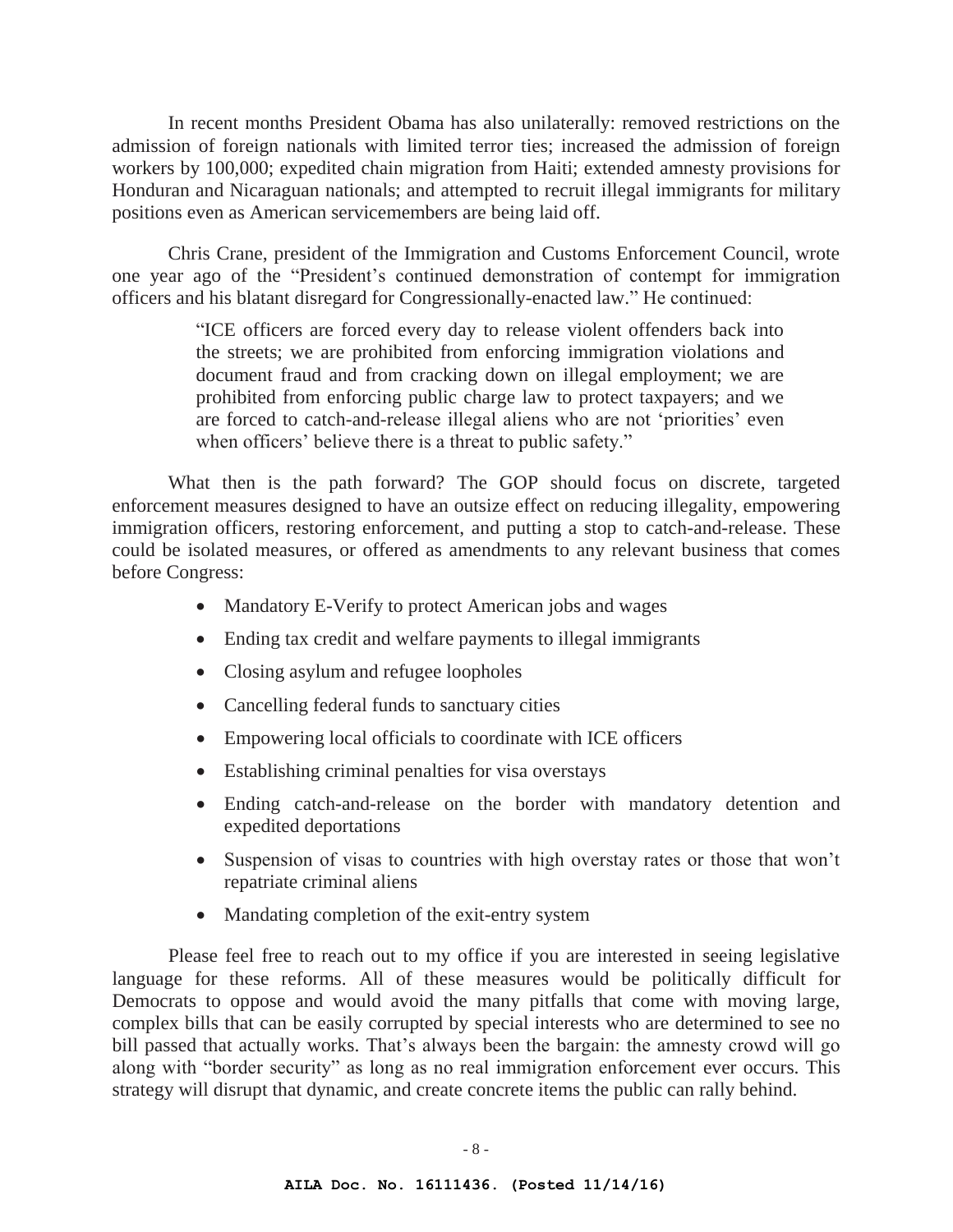In recent months President Obama has also unilaterally: removed restrictions on the admission of foreign nationals with limited terror ties; increased the admission of foreign workers by 100,000; expedited chain migration from Haiti; extended amnesty provisions for Honduran and Nicaraguan nationals; and attempted to recruit illegal immigrants for military positions even as American servicemembers are being laid off.

Chris Crane, president of the Immigration and Customs Enforcement Council, wrote one year ago of the "President's continued demonstration of contempt for immigration officers and his blatant disregard for Congressionally-enacted law." He continued:

> "ICE officers are forced every day to release violent offenders back into the streets; we are prohibited from enforcing immigration violations and document fraud and from cracking down on illegal employment; we are prohibited from enforcing public charge law to protect taxpayers; and we are forced to catch-and-release illegal aliens who are not 'priorities' even when officers' believe there is a threat to public safety."

What then is the path forward? The GOP should focus on discrete, targeted enforcement measures designed to have an outsize effect on reducing illegality, empowering immigration officers, restoring enforcement, and putting a stop to catch-and-release. These could be isolated measures, or offered as amendments to any relevant business that comes before Congress:

- Mandatory E-Verify to protect American jobs and wages
- Ending tax credit and welfare payments to illegal immigrants
- Closing asylum and refugee loopholes
- Cancelling federal funds to sanctuary cities
- Empowering local officials to coordinate with ICE officers
- Establishing criminal penalties for visa overstays
- Ending catch-and-release on the border with mandatory detention and expedited deportations
- Suspension of visas to countries with high overstay rates or those that won't repatriate criminal aliens
- Mandating completion of the exit-entry system

Please feel free to reach out to my office if you are interested in seeing legislative language for these reforms. All of these measures would be politically difficult for Democrats to oppose and would avoid the many pitfalls that come with moving large, complex bills that can be easily corrupted by special interests who are determined to see no bill passed that actually works. That's always been the bargain: the amnesty crowd will go along with "border security" as long as no real immigration enforcement ever occurs. This strategy will disrupt that dynamic, and create concrete items the public can rally behind.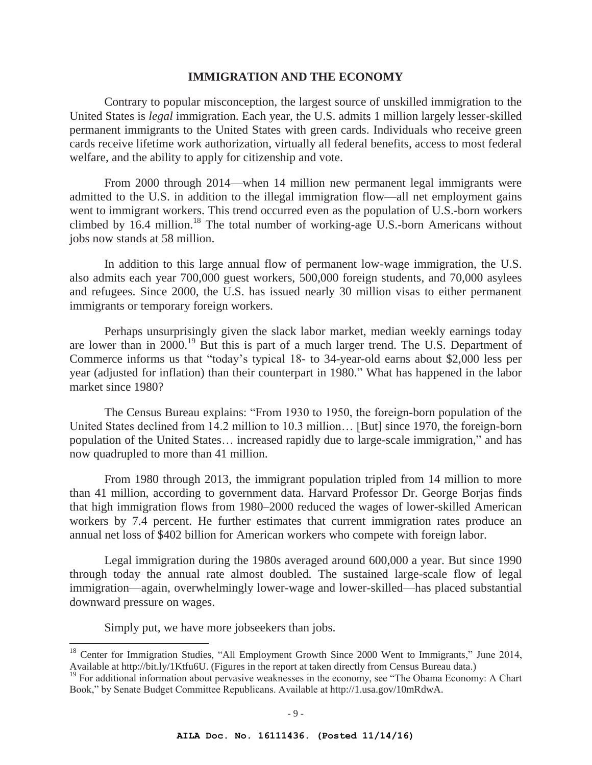## IMMIGRATION AND THE ECONOMY

Contrary to popular misconception, the largest source of unskilled immigration to the United States is *legal* immigration. Each year, the U.S. admits 1 million largely lesser-skilled permanent immigrants to the United States with green cards. Individuals who receive green cards receive lifetime work authorization, virtually all federal benefits, access to most federal welfare, and the ability to apply for citizenship and vote.

From 2000 through 2014—when 14 million new permanent legal immigrants were admitted to the U.S. in addition to the illegal immigration flow—all net employment gains went to immigrant workers. This trend occurred even as the population of U.S.-born workers climbed by 16.4 million.[18] The total number of working-age U.S.-born Americans without jobs now stands at 58 million.

In addition to this large annual flow of permanent low-wage immigration, the U.S. also admits each year 700,000 guest workers, 500,000 foreign students, and 70,000 asylees and refugees. Since 2000, the U.S. has issued nearly 30 million visas to either permanent immigrants or temporary foreign workers.

Perhaps unsurprisingly given the slack labor market, median weekly earnings today are lower than in 2000.[19] But this is part of a much larger trend. The U.S. Department of Commerce informs us that "today's typical 18- to 34-year-old earns about $2,000 less per year (adjusted for inflation) than their counterpart in 1980." What has happened in the labor market since 1980?

The Census Bureau explains: "From 1930 to 1950, the foreign-born population of the United States declined from 14.2 million to 10.3 million… [But] since 1970, the foreign-born population of the United States… increased rapidly due to large-scale immigration," and has now quadrupled to more than 41 million.

From 1980 through 2013, the immigrant population tripled from 14 million to more than 41 million, according to government data. Harvard Professor Dr. George Borjas finds that high immigration flows from 1980–2000 reduced the wages of lower-skilled American workers by 7.4 percent. He further estimates that current immigration rates produce an annual net loss of $402 billion for American workers who compete with foreign labor.

Legal immigration during the 1980s averaged around 600,000 a year. But since 1990 through today the annual rate almost doubled. The sustained large-scale flow of legal immigration—again, overwhelmingly lower-wage and lower-skilled—has placed substantial downward pressure on wages.

Simply put, we have more jobseekers than jobs.

---

[18] Center for Immigration Studies, "All Employment Growth Since 2000 Went to Immigrants," June 2014, Available at http://bit.ly/1Ktfu6U. (Figures in the report at taken directly from Census Bureau data.)

[19] For additional information about pervasive weaknesses in the economy, see "The Obama Economy: A Chart Book," by Senate Budget Committee Republicans. Available at http://1.usa.gov/10mRdwA.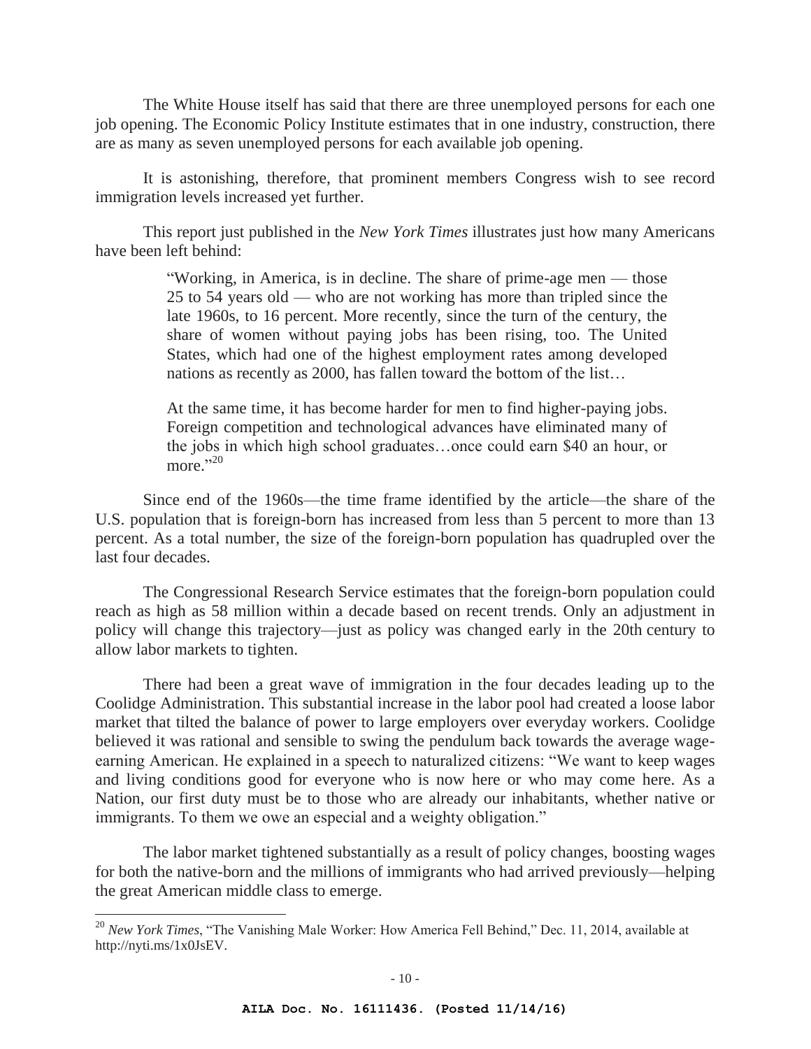The White House itself has said that there are three unemployed persons for each one job opening. The Economic Policy Institute estimates that in one industry, construction, there are as many as seven unemployed persons for each available job opening.

It is astonishing, therefore, that prominent members Congress wish to see record immigration levels increased yet further.

This report just published in the *New York Times* illustrates just how many Americans have been left behind:

> "Working, in America, is in decline. The share of prime-age men — those 25 to 54 years old — who are not working has more than tripled since the late 1960s, to 16 percent. More recently, since the turn of the century, the share of women without paying jobs has been rising, too. The United States, which had one of the highest employment rates among developed nations as recently as 2000, has fallen toward the bottom of the list…
>
> At the same time, it has become harder for men to find higher-paying jobs. Foreign competition and technological advances have eliminated many of the jobs in which high school graduates…once could earn $40 an hour, or more."[20]

Since end of the 1960s—the time frame identified by the article—the share of the U.S. population that is foreign-born has increased from less than 5 percent to more than 13 percent. As a total number, the size of the foreign-born population has quadrupled over the last four decades.

The Congressional Research Service estimates that the foreign-born population could reach as high as 58 million within a decade based on recent trends. Only an adjustment in policy will change this trajectory—just as policy was changed early in the 20th century to allow labor markets to tighten.

There had been a great wave of immigration in the four decades leading up to the Coolidge Administration. This substantial increase in the labor pool had created a loose labor market that tilted the balance of power to large employers over everyday workers. Coolidge believed it was rational and sensible to swing the pendulum back towards the average wage-earning American. He explained in a speech to naturalized citizens: "We want to keep wages and living conditions good for everyone who is now here or who may come here. As a Nation, our first duty must be to those who are already our inhabitants, whether native or immigrants. To them we owe an especial and a weighty obligation."

The labor market tightened substantially as a result of policy changes, boosting wages for both the native-born and the millions of immigrants who had arrived previously—helping the great American middle class to emerge.

---

[20] *New York Times*, "The Vanishing Male Worker: How America Fell Behind," Dec. 11, 2014, available at http://nyti.ms/1x0JsEV.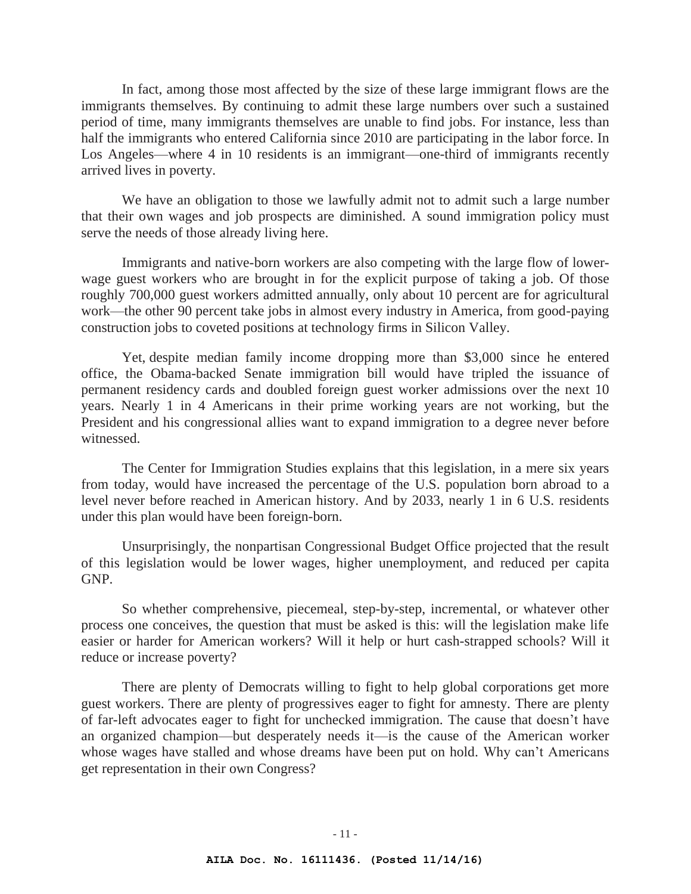In fact, among those most affected by the size of these large immigrant flows are the immigrants themselves. By continuing to admit these large numbers over such a sustained period of time, many immigrants themselves are unable to find jobs. For instance, less than half the immigrants who entered California since 2010 are participating in the labor force. In Los Angeles—where 4 in 10 residents is an immigrant—one-third of immigrants recently arrived lives in poverty.

We have an obligation to those we lawfully admit not to admit such a large number that their own wages and job prospects are diminished. A sound immigration policy must serve the needs of those already living here.

Immigrants and native-born workers are also competing with the large flow of lower-wage guest workers who are brought in for the explicit purpose of taking a job. Of those roughly 700,000 guest workers admitted annually, only about 10 percent are for agricultural work—the other 90 percent take jobs in almost every industry in America, from good-paying construction jobs to coveted positions at technology firms in Silicon Valley.

Yet, despite median family income dropping more than $3,000 since he entered office, the Obama-backed Senate immigration bill would have tripled the issuance of permanent residency cards and doubled foreign guest worker admissions over the next 10 years. Nearly 1 in 4 Americans in their prime working years are not working, but the President and his congressional allies want to expand immigration to a degree never before witnessed.

The Center for Immigration Studies explains that this legislation, in a mere six years from today, would have increased the percentage of the U.S. population born abroad to a level never before reached in American history. And by 2033, nearly 1 in 6 U.S. residents under this plan would have been foreign-born.

Unsurprisingly, the nonpartisan Congressional Budget Office projected that the result of this legislation would be lower wages, higher unemployment, and reduced per capita GNP.

So whether comprehensive, piecemeal, step-by-step, incremental, or whatever other process one conceives, the question that must be asked is this: will the legislation make life easier or harder for American workers? Will it help or hurt cash-strapped schools? Will it reduce or increase poverty?

There are plenty of Democrats willing to fight to help global corporations get more guest workers. There are plenty of progressives eager to fight for amnesty. There are plenty of far-left advocates eager to fight for unchecked immigration. The cause that doesn't have an organized champion—but desperately needs it—is the cause of the American worker whose wages have stalled and whose dreams have been put on hold. Why can't Americans get representation in their own Congress?

**AILA Doc. No. 16111436. (Posted 11/14/16)**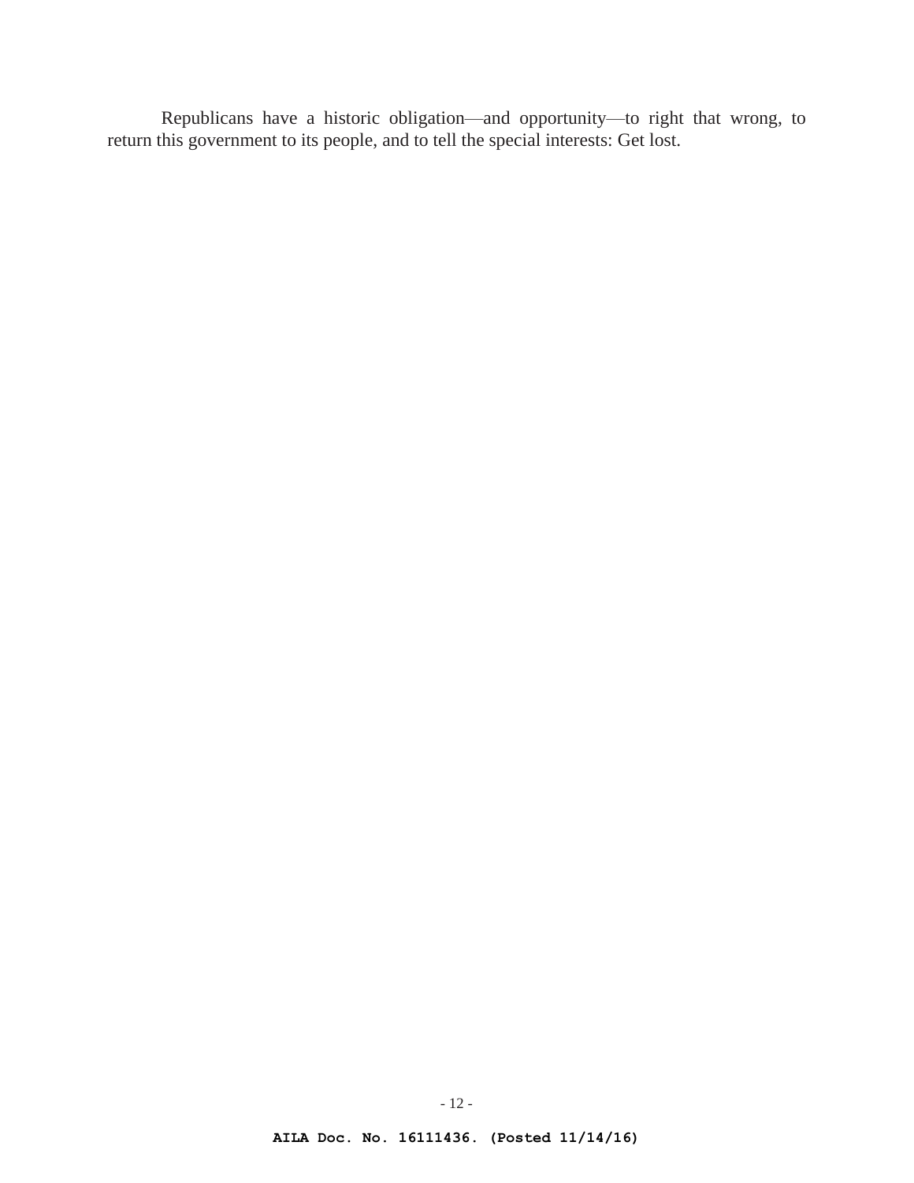Republicans have a historic obligation—and opportunity—to right that wrong, to return this government to its people, and to tell the special interests: Get lost.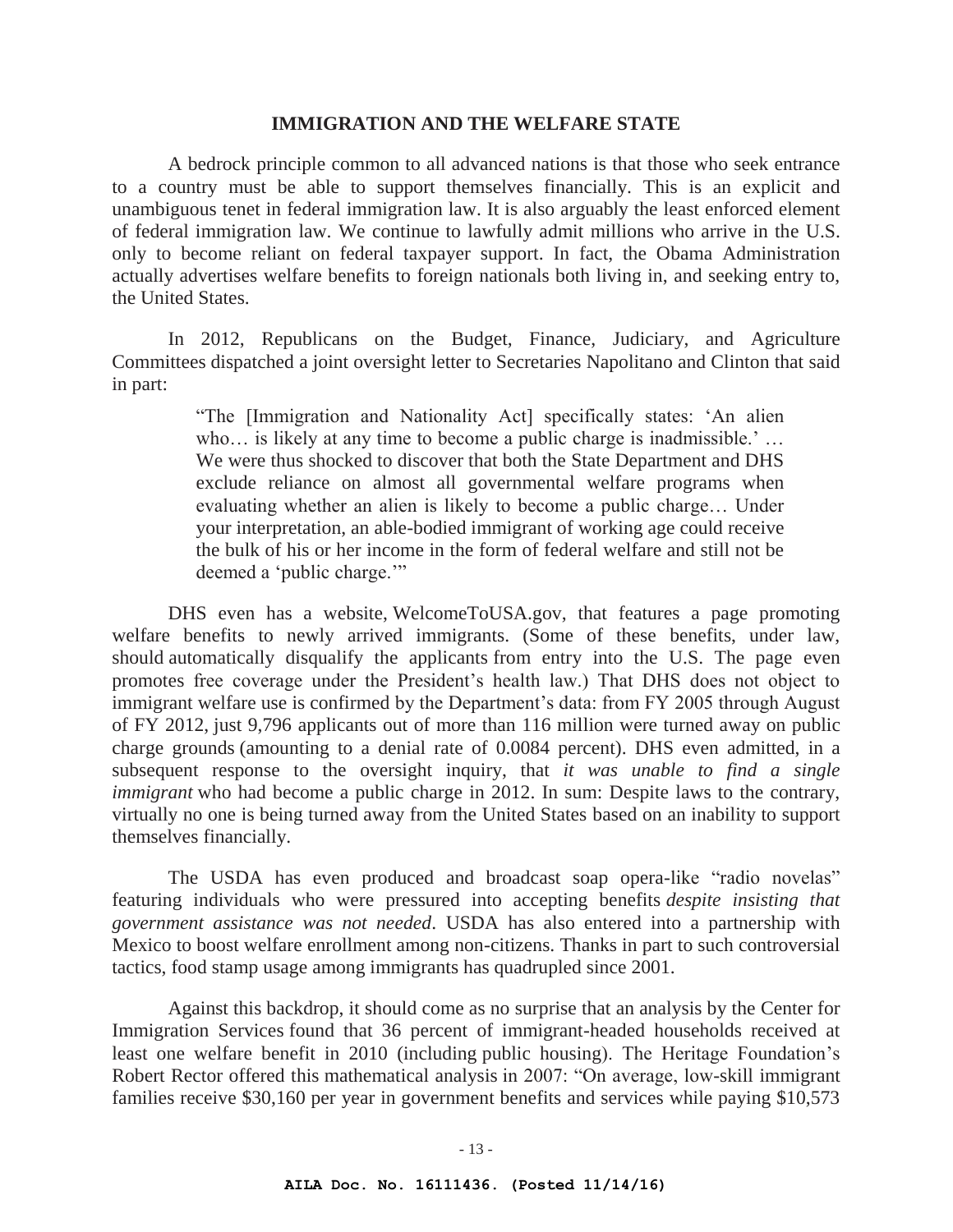## IMMIGRATION AND THE WELFARE STATE

A bedrock principle common to all advanced nations is that those who seek entrance to a country must be able to support themselves financially. This is an explicit and unambiguous tenet in federal immigration law. It is also arguably the least enforced element of federal immigration law. We continue to lawfully admit millions who arrive in the U.S. only to become reliant on federal taxpayer support. In fact, the Obama Administration actually advertises welfare benefits to foreign nationals both living in, and seeking entry to, the United States.

In 2012, Republicans on the Budget, Finance, Judiciary, and Agriculture Committees dispatched a joint oversight letter to Secretaries Napolitano and Clinton that said in part:

> "The [Immigration and Nationality Act] specifically states: 'An alien who… is likely at any time to become a public charge is inadmissible.' … We were thus shocked to discover that both the State Department and DHS exclude reliance on almost all governmental welfare programs when evaluating whether an alien is likely to become a public charge… Under your interpretation, an able-bodied immigrant of working age could receive the bulk of his or her income in the form of federal welfare and still not be deemed a 'public charge.'"

DHS even has a website, WelcomeToUSA.gov, that features a page promoting welfare benefits to newly arrived immigrants. (Some of these benefits, under law, should automatically disqualify the applicants from entry into the U.S. The page even promotes free coverage under the President's health law.) That DHS does not object to immigrant welfare use is confirmed by the Department's data: from FY 2005 through August of FY 2012, just 9,796 applicants out of more than 116 million were turned away on public charge grounds (amounting to a denial rate of 0.0084 percent). DHS even admitted, in a subsequent response to the oversight inquiry, that *it was unable to find a single immigrant* who had become a public charge in 2012. In sum: Despite laws to the contrary, virtually no one is being turned away from the United States based on an inability to support themselves financially.

The USDA has even produced and broadcast soap opera-like "radio novelas" featuring individuals who were pressured into accepting benefits *despite insisting that government assistance was not needed*. USDA has also entered into a partnership with Mexico to boost welfare enrollment among non-citizens. Thanks in part to such controversial tactics, food stamp usage among immigrants has quadrupled since 2001.

Against this backdrop, it should come as no surprise that an analysis by the Center for Immigration Services found that 36 percent of immigrant-headed households received at least one welfare benefit in 2010 (including public housing). The Heritage Foundation's Robert Rector offered this mathematical analysis in 2007: "On average, low-skill immigrant families receive $30,160 per year in government benefits and services while paying $10,573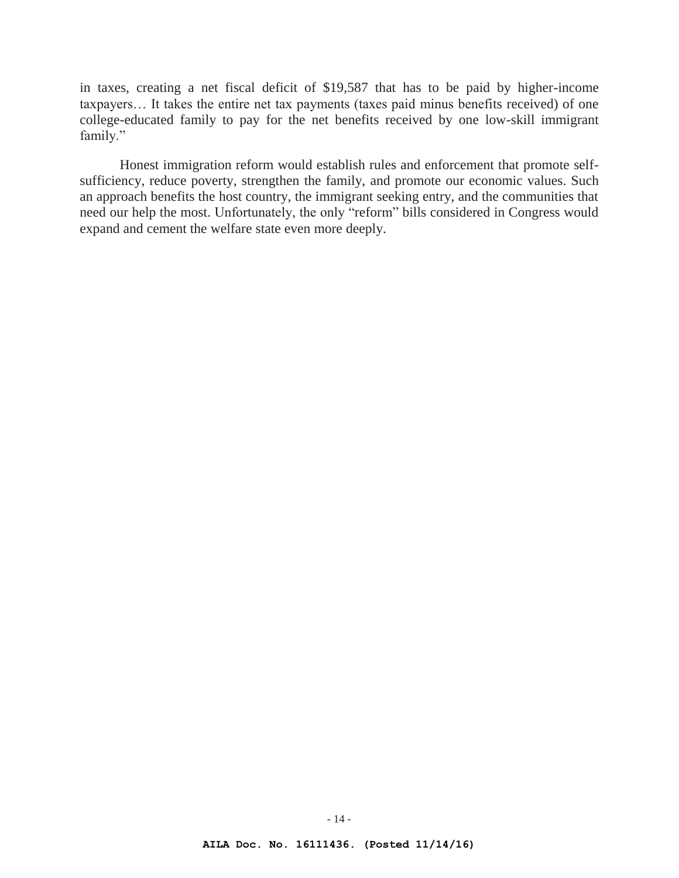in taxes, creating a net fiscal deficit of $19,587 that has to be paid by higher-income taxpayers… It takes the entire net tax payments (taxes paid minus benefits received) of one college-educated family to pay for the net benefits received by one low-skill immigrant family."

Honest immigration reform would establish rules and enforcement that promote self-sufficiency, reduce poverty, strengthen the family, and promote our economic values. Such an approach benefits the host country, the immigrant seeking entry, and the communities that need our help the most. Unfortunately, the only "reform" bills considered in Congress would expand and cement the welfare state even more deeply.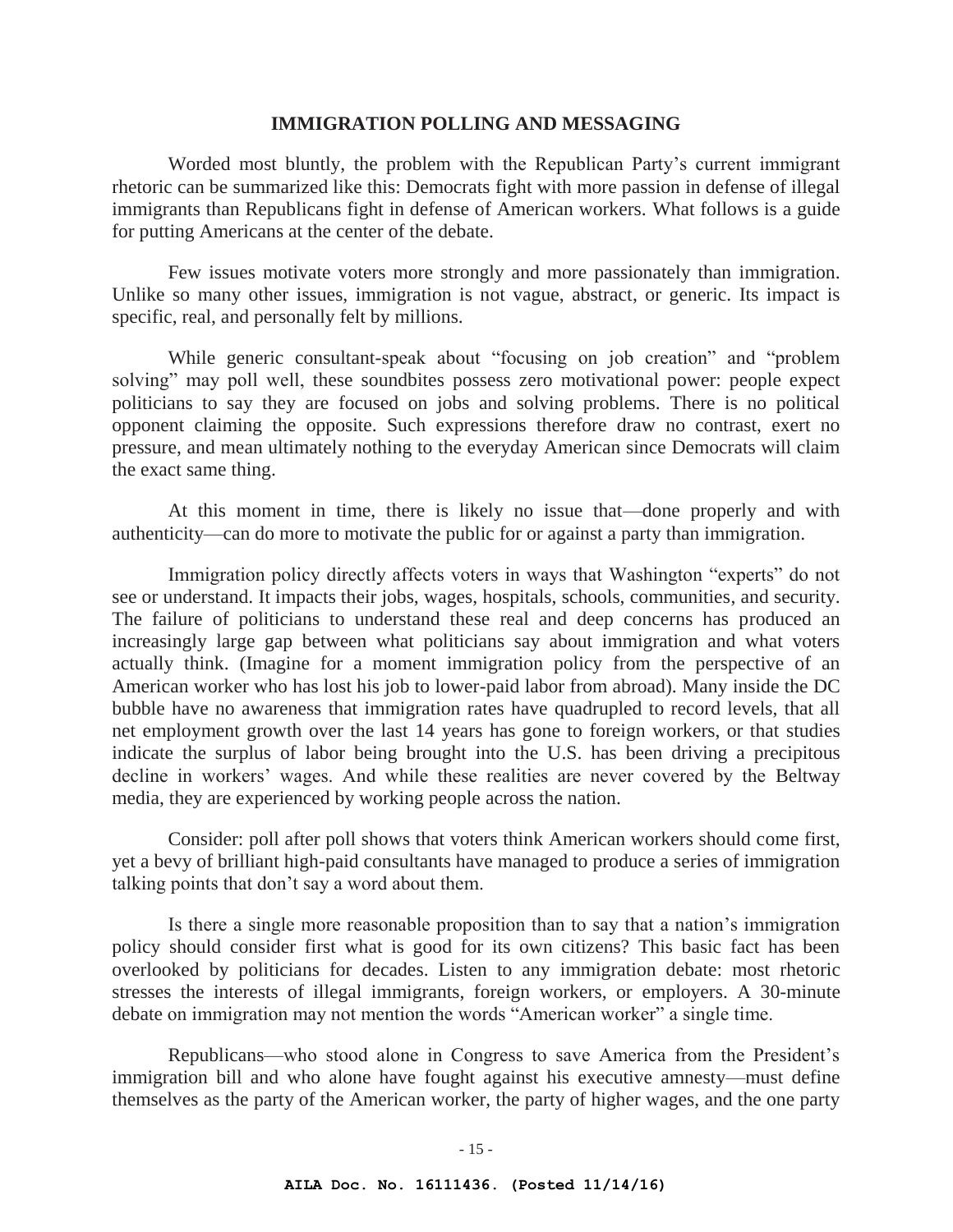## IMMIGRATION POLLING AND MESSAGING

Worded most bluntly, the problem with the Republican Party's current immigrant rhetoric can be summarized like this: Democrats fight with more passion in defense of illegal immigrants than Republicans fight in defense of American workers. What follows is a guide for putting Americans at the center of the debate.

Few issues motivate voters more strongly and more passionately than immigration. Unlike so many other issues, immigration is not vague, abstract, or generic. Its impact is specific, real, and personally felt by millions.

While generic consultant-speak about "focusing on job creation" and "problem solving" may poll well, these soundbites possess zero motivational power: people expect politicians to say they are focused on jobs and solving problems. There is no political opponent claiming the opposite. Such expressions therefore draw no contrast, exert no pressure, and mean ultimately nothing to the everyday American since Democrats will claim the exact same thing.

At this moment in time, there is likely no issue that—done properly and with authenticity—can do more to motivate the public for or against a party than immigration.

Immigration policy directly affects voters in ways that Washington "experts" do not see or understand. It impacts their jobs, wages, hospitals, schools, communities, and security. The failure of politicians to understand these real and deep concerns has produced an increasingly large gap between what politicians say about immigration and what voters actually think. (Imagine for a moment immigration policy from the perspective of an American worker who has lost his job to lower-paid labor from abroad). Many inside the DC bubble have no awareness that immigration rates have quadrupled to record levels, that all net employment growth over the last 14 years has gone to foreign workers, or that studies indicate the surplus of labor being brought into the U.S. has been driving a precipitous decline in workers' wages. And while these realities are never covered by the Beltway media, they are experienced by working people across the nation.

Consider: poll after poll shows that voters think American workers should come first, yet a bevy of brilliant high-paid consultants have managed to produce a series of immigration talking points that don't say a word about them.

Is there a single more reasonable proposition than to say that a nation's immigration policy should consider first what is good for its own citizens? This basic fact has been overlooked by politicians for decades. Listen to any immigration debate: most rhetoric stresses the interests of illegal immigrants, foreign workers, or employers. A 30-minute debate on immigration may not mention the words "American worker" a single time.

Republicans—who stood alone in Congress to save America from the President's immigration bill and who alone have fought against his executive amnesty—must define themselves as the party of the American worker, the party of higher wages, and the one party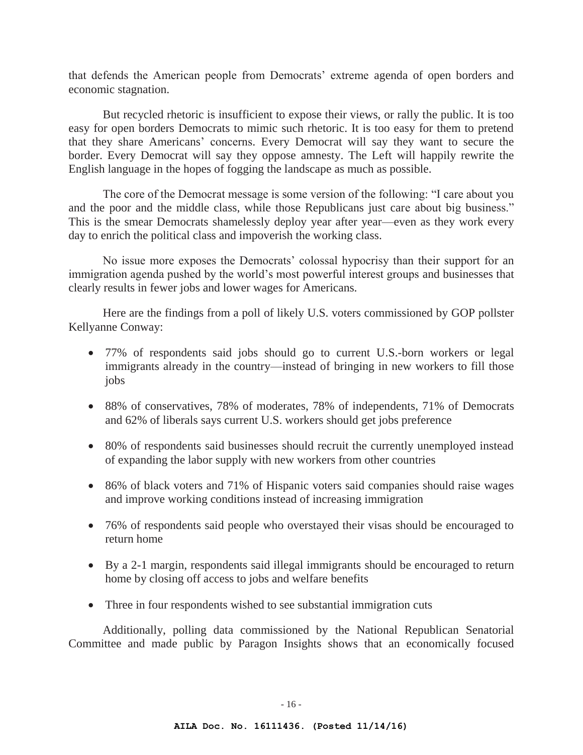that defends the American people from Democrats' extreme agenda of open borders and economic stagnation.

But recycled rhetoric is insufficient to expose their views, or rally the public. It is too easy for open borders Democrats to mimic such rhetoric. It is too easy for them to pretend that they share Americans' concerns. Every Democrat will say they want to secure the border. Every Democrat will say they oppose amnesty. The Left will happily rewrite the English language in the hopes of fogging the landscape as much as possible.

The core of the Democrat message is some version of the following: "I care about you and the poor and the middle class, while those Republicans just care about big business." This is the smear Democrats shamelessly deploy year after year—even as they work every day to enrich the political class and impoverish the working class.

No issue more exposes the Democrats' colossal hypocrisy than their support for an immigration agenda pushed by the world's most powerful interest groups and businesses that clearly results in fewer jobs and lower wages for Americans.

Here are the findings from a poll of likely U.S. voters commissioned by GOP pollster Kellyanne Conway:

- 77% of respondents said jobs should go to current U.S.-born workers or legal immigrants already in the country—instead of bringing in new workers to fill those jobs
- 88% of conservatives, 78% of moderates, 78% of independents, 71% of Democrats and 62% of liberals says current U.S. workers should get jobs preference
- 80% of respondents said businesses should recruit the currently unemployed instead of expanding the labor supply with new workers from other countries
- 86% of black voters and 71% of Hispanic voters said companies should raise wages and improve working conditions instead of increasing immigration
- 76% of respondents said people who overstayed their visas should be encouraged to return home
- By a 2-1 margin, respondents said illegal immigrants should be encouraged to return home by closing off access to jobs and welfare benefits
- Three in four respondents wished to see substantial immigration cuts

Additionally, polling data commissioned by the National Republican Senatorial Committee and made public by Paragon Insights shows that an economically focused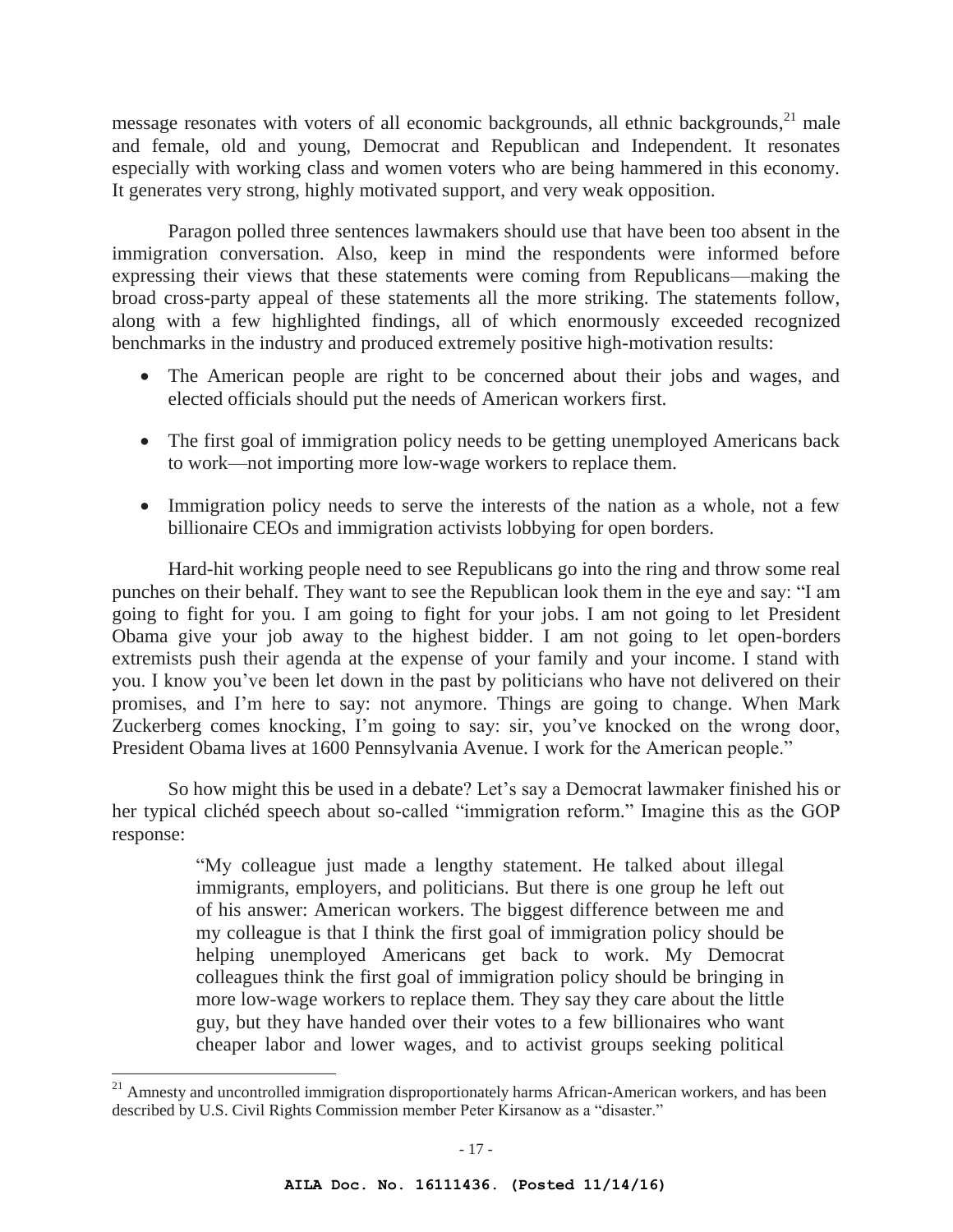message resonates with voters of all economic backgrounds, all ethnic backgrounds,[21] male and female, old and young, Democrat and Republican and Independent. It resonates especially with working class and women voters who are being hammered in this economy. It generates very strong, highly motivated support, and very weak opposition.

Paragon polled three sentences lawmakers should use that have been too absent in the immigration conversation. Also, keep in mind the respondents were informed before expressing their views that these statements were coming from Republicans—making the broad cross-party appeal of these statements all the more striking. The statements follow, along with a few highlighted findings, all of which enormously exceeded recognized benchmarks in the industry and produced extremely positive high-motivation results:

- The American people are right to be concerned about their jobs and wages, and elected officials should put the needs of American workers first.
- The first goal of immigration policy needs to be getting unemployed Americans back to work—not importing more low-wage workers to replace them.
- Immigration policy needs to serve the interests of the nation as a whole, not a few billionaire CEOs and immigration activists lobbying for open borders.

Hard-hit working people need to see Republicans go into the ring and throw some real punches on their behalf. They want to see the Republican look them in the eye and say: "I am going to fight for you. I am going to fight for your jobs. I am not going to let President Obama give your job away to the highest bidder. I am not going to let open-borders extremists push their agenda at the expense of your family and your income. I stand with you. I know you've been let down in the past by politicians who have not delivered on their promises, and I'm here to say: not anymore. Things are going to change. When Mark Zuckerberg comes knocking, I'm going to say: sir, you've knocked on the wrong door, President Obama lives at 1600 Pennsylvania Avenue. I work for the American people."

So how might this be used in a debate? Let's say a Democrat lawmaker finished his or her typical clichéd speech about so-called "immigration reform." Imagine this as the GOP response:

> "My colleague just made a lengthy statement. He talked about illegal immigrants, employers, and politicians. But there is one group he left out of his answer: American workers. The biggest difference between me and my colleague is that I think the first goal of immigration policy should be helping unemployed Americans get back to work. My Democrat colleagues think the first goal of immigration policy should be bringing in more low-wage workers to replace them. They say they care about the little guy, but they have handed over their votes to a few billionaires who want cheaper labor and lower wages, and to activist groups seeking political

[21] Amnesty and uncontrolled immigration disproportionately harms African-American workers, and has been described by U.S. Civil Rights Commission member Peter Kirsanow as a "disaster."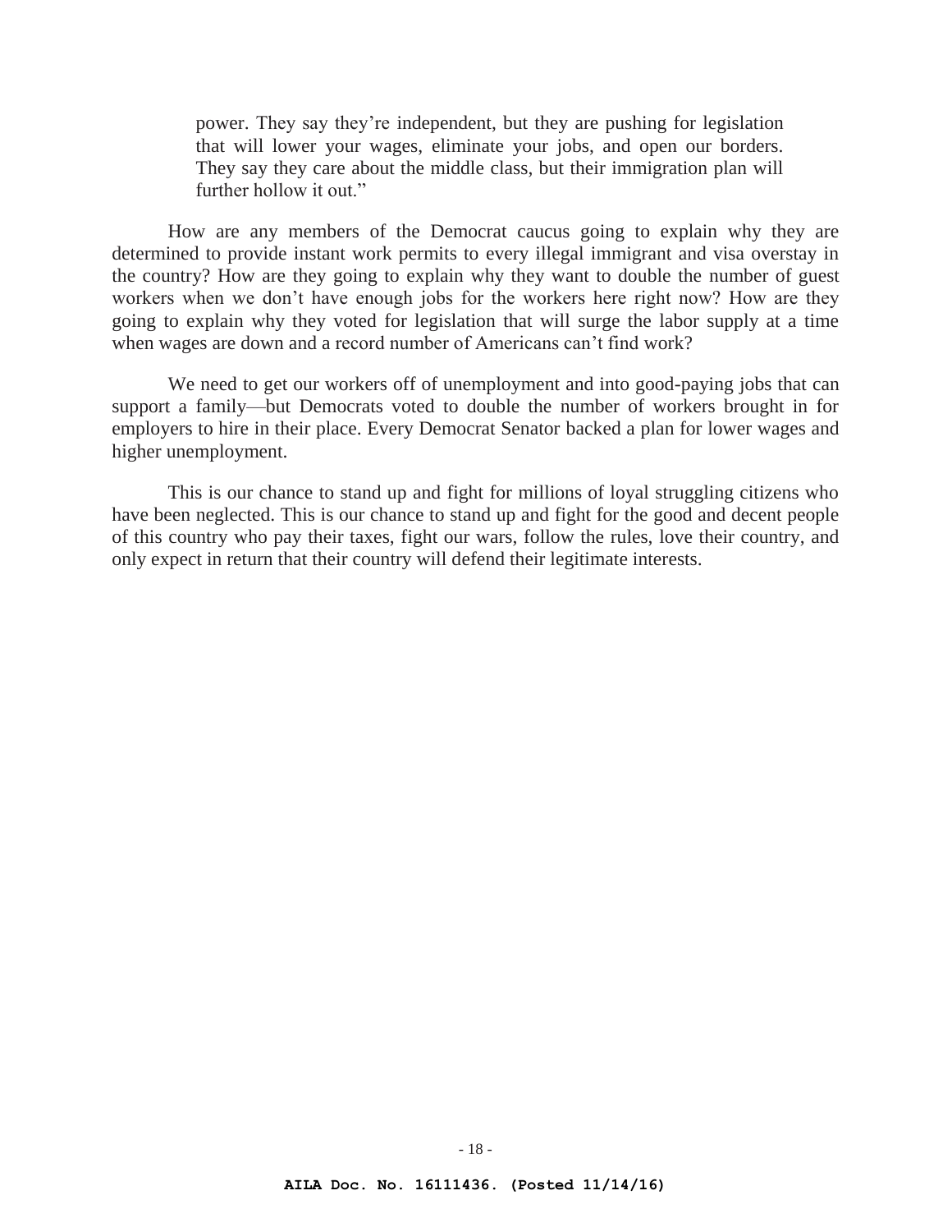> power. They say they're independent, but they are pushing for legislation that will lower your wages, eliminate your jobs, and open our borders. They say they care about the middle class, but their immigration plan will further hollow it out."

How are any members of the Democrat caucus going to explain why they are determined to provide instant work permits to every illegal immigrant and visa overstay in the country? How are they going to explain why they want to double the number of guest workers when we don't have enough jobs for the workers here right now? How are they going to explain why they voted for legislation that will surge the labor supply at a time when wages are down and a record number of Americans can't find work?

We need to get our workers off of unemployment and into good-paying jobs that can support a family—but Democrats voted to double the number of workers brought in for employers to hire in their place. Every Democrat Senator backed a plan for lower wages and higher unemployment.

This is our chance to stand up and fight for millions of loyal struggling citizens who have been neglected. This is our chance to stand up and fight for the good and decent people of this country who pay their taxes, fight our wars, follow the rules, love their country, and only expect in return that their country will defend their legitimate interests.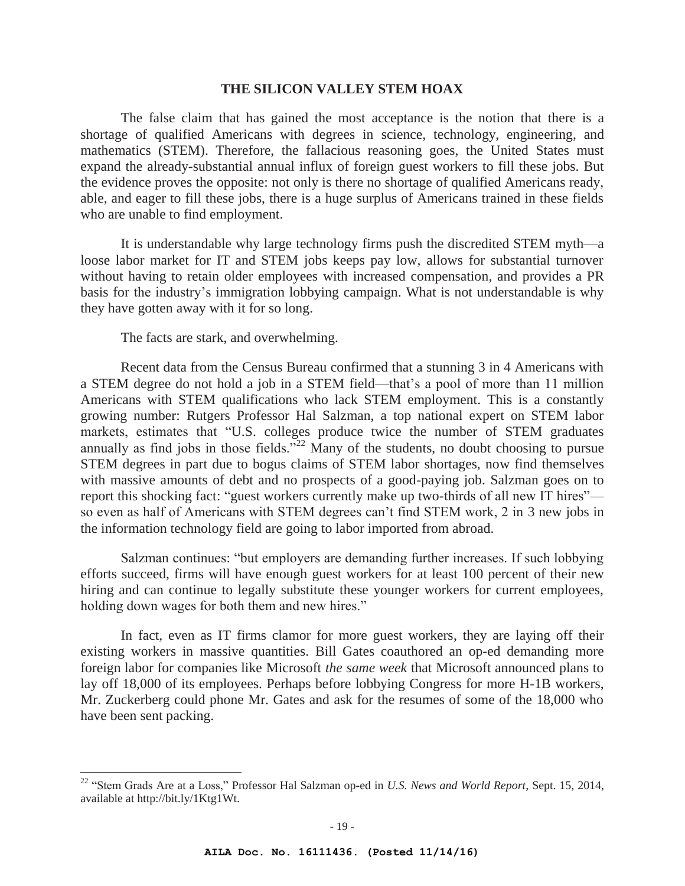## THE SILICON VALLEY STEM HOAX

The false claim that has gained the most acceptance is the notion that there is a shortage of qualified Americans with degrees in science, technology, engineering, and mathematics (STEM). Therefore, the fallacious reasoning goes, the United States must expand the already-substantial annual influx of foreign guest workers to fill these jobs. But the evidence proves the opposite: not only is there no shortage of qualified Americans ready, able, and eager to fill these jobs, there is a huge surplus of Americans trained in these fields who are unable to find employment.

It is understandable why large technology firms push the discredited STEM myth—a loose labor market for IT and STEM jobs keeps pay low, allows for substantial turnover without having to retain older employees with increased compensation, and provides a PR basis for the industry's immigration lobbying campaign. What is not understandable is why they have gotten away with it for so long.

The facts are stark, and overwhelming.

Recent data from the Census Bureau confirmed that a stunning 3 in 4 Americans with a STEM degree do not hold a job in a STEM field—that's a pool of more than 11 million Americans with STEM qualifications who lack STEM employment. This is a constantly growing number: Rutgers Professor Hal Salzman, a top national expert on STEM labor markets, estimates that "U.S. colleges produce twice the number of STEM graduates annually as find jobs in those fields."[22] Many of the students, no doubt choosing to pursue STEM degrees in part due to bogus claims of STEM labor shortages, now find themselves with massive amounts of debt and no prospects of a good-paying job. Salzman goes on to report this shocking fact: "guest workers currently make up two-thirds of all new IT hires"—so even as half of Americans with STEM degrees can't find STEM work, 2 in 3 new jobs in the information technology field are going to labor imported from abroad.

Salzman continues: "but employers are demanding further increases. If such lobbying efforts succeed, firms will have enough guest workers for at least 100 percent of their new hiring and can continue to legally substitute these younger workers for current employees, holding down wages for both them and new hires."

In fact, even as IT firms clamor for more guest workers, they are laying off their existing workers in massive quantities. Bill Gates coauthored an op-ed demanding more foreign labor for companies like Microsoft *the same week* that Microsoft announced plans to lay off 18,000 of its employees. Perhaps before lobbying Congress for more H-1B workers, Mr. Zuckerberg could phone Mr. Gates and ask for the resumes of some of the 18,000 who have been sent packing.

---

[22] "Stem Grads Are at a Loss," Professor Hal Salzman op-ed in *U.S. News and World Report*, Sept. 15, 2014, available at http://bit.ly/1Ktg1Wt.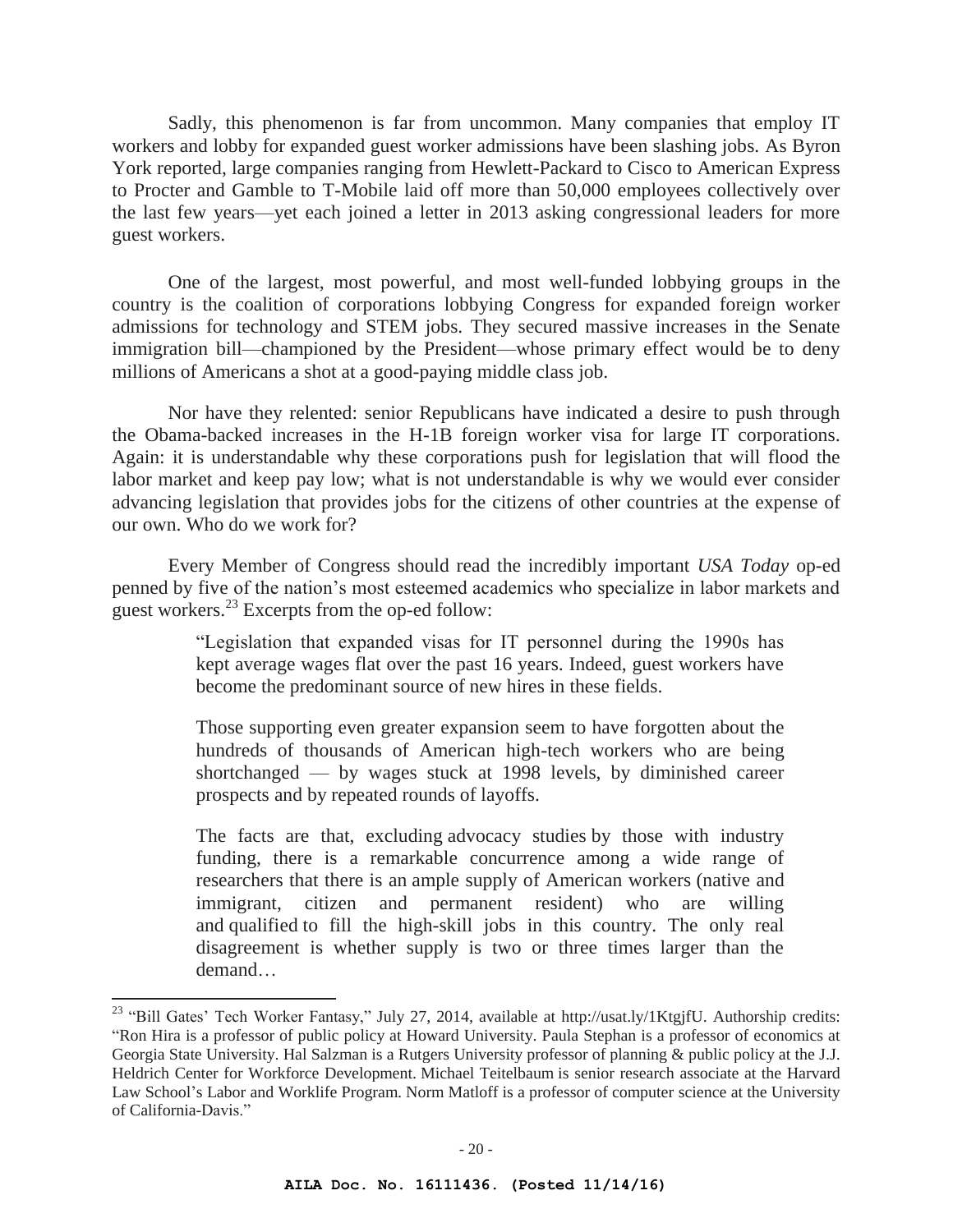Sadly, this phenomenon is far from uncommon. Many companies that employ IT workers and lobby for expanded guest worker admissions have been slashing jobs. As Byron York reported, large companies ranging from Hewlett-Packard to Cisco to American Express to Procter and Gamble to T-Mobile laid off more than 50,000 employees collectively over the last few years—yet each joined a letter in 2013 asking congressional leaders for more guest workers.

One of the largest, most powerful, and most well-funded lobbying groups in the country is the coalition of corporations lobbying Congress for expanded foreign worker admissions for technology and STEM jobs. They secured massive increases in the Senate immigration bill—championed by the President—whose primary effect would be to deny millions of Americans a shot at a good-paying middle class job.

Nor have they relented: senior Republicans have indicated a desire to push through the Obama-backed increases in the H-1B foreign worker visa for large IT corporations. Again: it is understandable why these corporations push for legislation that will flood the labor market and keep pay low; what is not understandable is why we would ever consider advancing legislation that provides jobs for the citizens of other countries at the expense of our own. Who do we work for?

Every Member of Congress should read the incredibly important *USA Today* op-ed penned by five of the nation's most esteemed academics who specialize in labor markets and guest workers.[23] Excerpts from the op-ed follow:

> "Legislation that expanded visas for IT personnel during the 1990s has kept average wages flat over the past 16 years. Indeed, guest workers have become the predominant source of new hires in these fields.
>
> Those supporting even greater expansion seem to have forgotten about the hundreds of thousands of American high-tech workers who are being shortchanged — by wages stuck at 1998 levels, by diminished career prospects and by repeated rounds of layoffs.
>
> The facts are that, excluding advocacy studies by those with industry funding, there is a remarkable concurrence among a wide range of researchers that there is an ample supply of American workers (native and immigrant, citizen and permanent resident) who are willing and qualified to fill the high-skill jobs in this country. The only real disagreement is whether supply is two or three times larger than the demand…

---

[23] "Bill Gates' Tech Worker Fantasy," July 27, 2014, available at http://usat.ly/1KtgjfU. Authorship credits: "Ron Hira is a professor of public policy at Howard University. Paula Stephan is a professor of economics at Georgia State University. Hal Salzman is a Rutgers University professor of planning & public policy at the J.J. Heldrich Center for Workforce Development. Michael Teitelbaum is senior research associate at the Harvard Law School's Labor and Worklife Program. Norm Matloff is a professor of computer science at the University of California-Davis."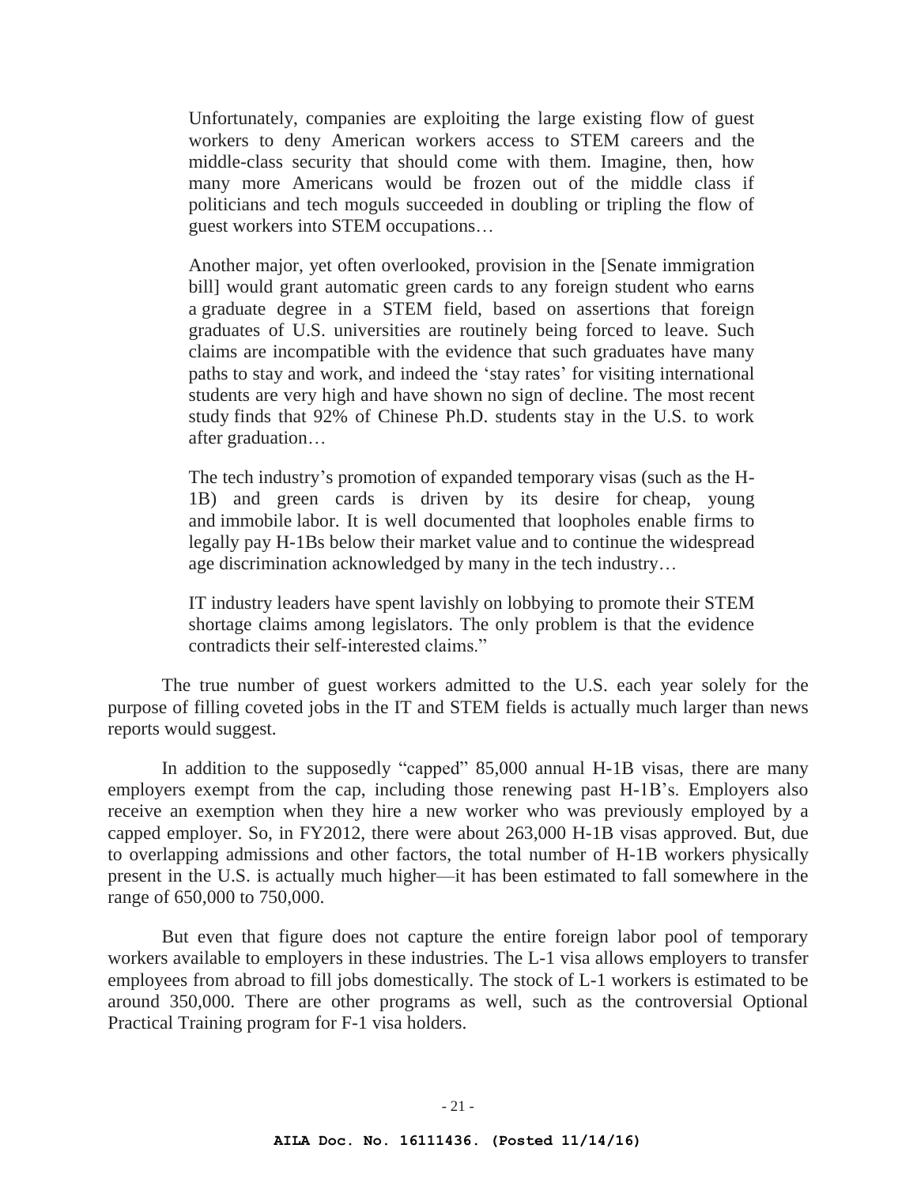> Unfortunately, companies are exploiting the large existing flow of guest workers to deny American workers access to STEM careers and the middle-class security that should come with them. Imagine, then, how many more Americans would be frozen out of the middle class if politicians and tech moguls succeeded in doubling or tripling the flow of guest workers into STEM occupations…
>
> Another major, yet often overlooked, provision in the [Senate immigration bill] would grant automatic green cards to any foreign student who earns a graduate degree in a STEM field, based on assertions that foreign graduates of U.S. universities are routinely being forced to leave. Such claims are incompatible with the evidence that such graduates have many paths to stay and work, and indeed the 'stay rates' for visiting international students are very high and have shown no sign of decline. The most recent study finds that 92% of Chinese Ph.D. students stay in the U.S. to work after graduation…
>
> The tech industry's promotion of expanded temporary visas (such as the H-1B) and green cards is driven by its desire for cheap, young and immobile labor. It is well documented that loopholes enable firms to legally pay H-1Bs below their market value and to continue the widespread age discrimination acknowledged by many in the tech industry…
>
> IT industry leaders have spent lavishly on lobbying to promote their STEM shortage claims among legislators. The only problem is that the evidence contradicts their self-interested claims."

The true number of guest workers admitted to the U.S. each year solely for the purpose of filling coveted jobs in the IT and STEM fields is actually much larger than news reports would suggest.

In addition to the supposedly "capped" 85,000 annual H-1B visas, there are many employers exempt from the cap, including those renewing past H-1B's. Employers also receive an exemption when they hire a new worker who was previously employed by a capped employer. So, in FY2012, there were about 263,000 H-1B visas approved. But, due to overlapping admissions and other factors, the total number of H-1B workers physically present in the U.S. is actually much higher—it has been estimated to fall somewhere in the range of 650,000 to 750,000.

But even that figure does not capture the entire foreign labor pool of temporary workers available to employers in these industries. The L-1 visa allows employers to transfer employees from abroad to fill jobs domestically. The stock of L-1 workers is estimated to be around 350,000. There are other programs as well, such as the controversial Optional Practical Training program for F-1 visa holders.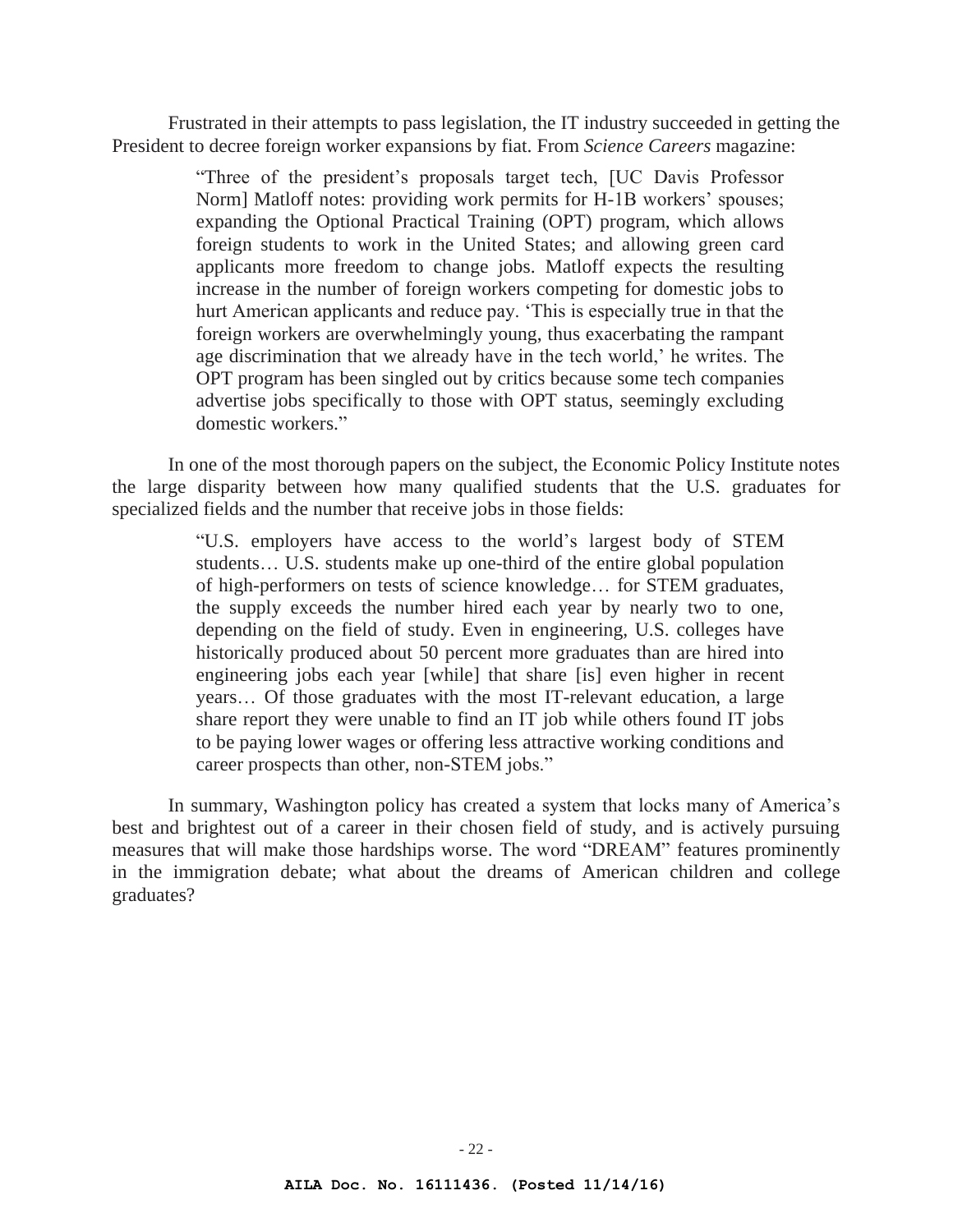Frustrated in their attempts to pass legislation, the IT industry succeeded in getting the President to decree foreign worker expansions by fiat. From *Science Careers* magazine:

> "Three of the president's proposals target tech, [UC Davis Professor Norm] Matloff notes: providing work permits for H-1B workers' spouses; expanding the Optional Practical Training (OPT) program, which allows foreign students to work in the United States; and allowing green card applicants more freedom to change jobs. Matloff expects the resulting increase in the number of foreign workers competing for domestic jobs to hurt American applicants and reduce pay. 'This is especially true in that the foreign workers are overwhelmingly young, thus exacerbating the rampant age discrimination that we already have in the tech world,' he writes. The OPT program has been singled out by critics because some tech companies advertise jobs specifically to those with OPT status, seemingly excluding domestic workers."

In one of the most thorough papers on the subject, the Economic Policy Institute notes the large disparity between how many qualified students that the U.S. graduates for specialized fields and the number that receive jobs in those fields:

> "U.S. employers have access to the world's largest body of STEM students… U.S. students make up one-third of the entire global population of high-performers on tests of science knowledge… for STEM graduates, the supply exceeds the number hired each year by nearly two to one, depending on the field of study. Even in engineering, U.S. colleges have historically produced about 50 percent more graduates than are hired into engineering jobs each year [while] that share [is] even higher in recent years… Of those graduates with the most IT-relevant education, a large share report they were unable to find an IT job while others found IT jobs to be paying lower wages or offering less attractive working conditions and career prospects than other, non-STEM jobs."

In summary, Washington policy has created a system that locks many of America's best and brightest out of a career in their chosen field of study, and is actively pursuing measures that will make those hardships worse. The word "DREAM" features prominently in the immigration debate; what about the dreams of American children and college graduates?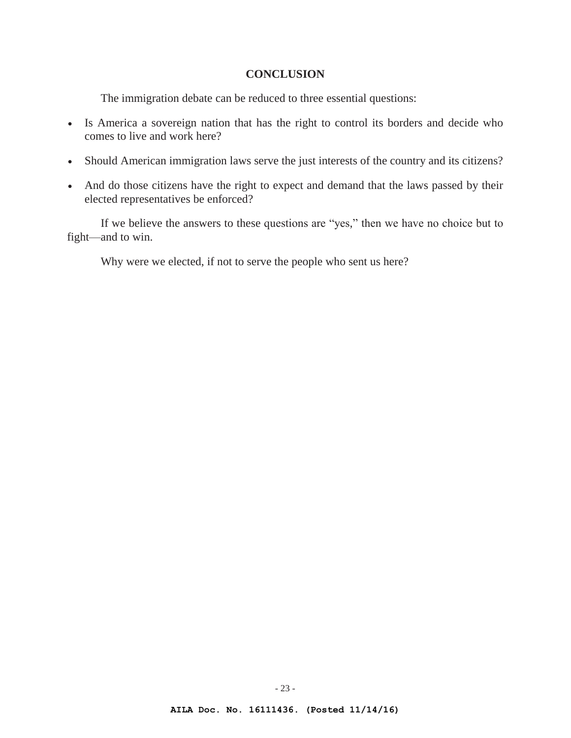## CONCLUSION

The immigration debate can be reduced to three essential questions:

- Is America a sovereign nation that has the right to control its borders and decide who comes to live and work here?
- Should American immigration laws serve the just interests of the country and its citizens?
- And do those citizens have the right to expect and demand that the laws passed by their elected representatives be enforced?

If we believe the answers to these questions are "yes," then we have no choice but to fight—and to win.

Why were we elected, if not to serve the people who sent us here?